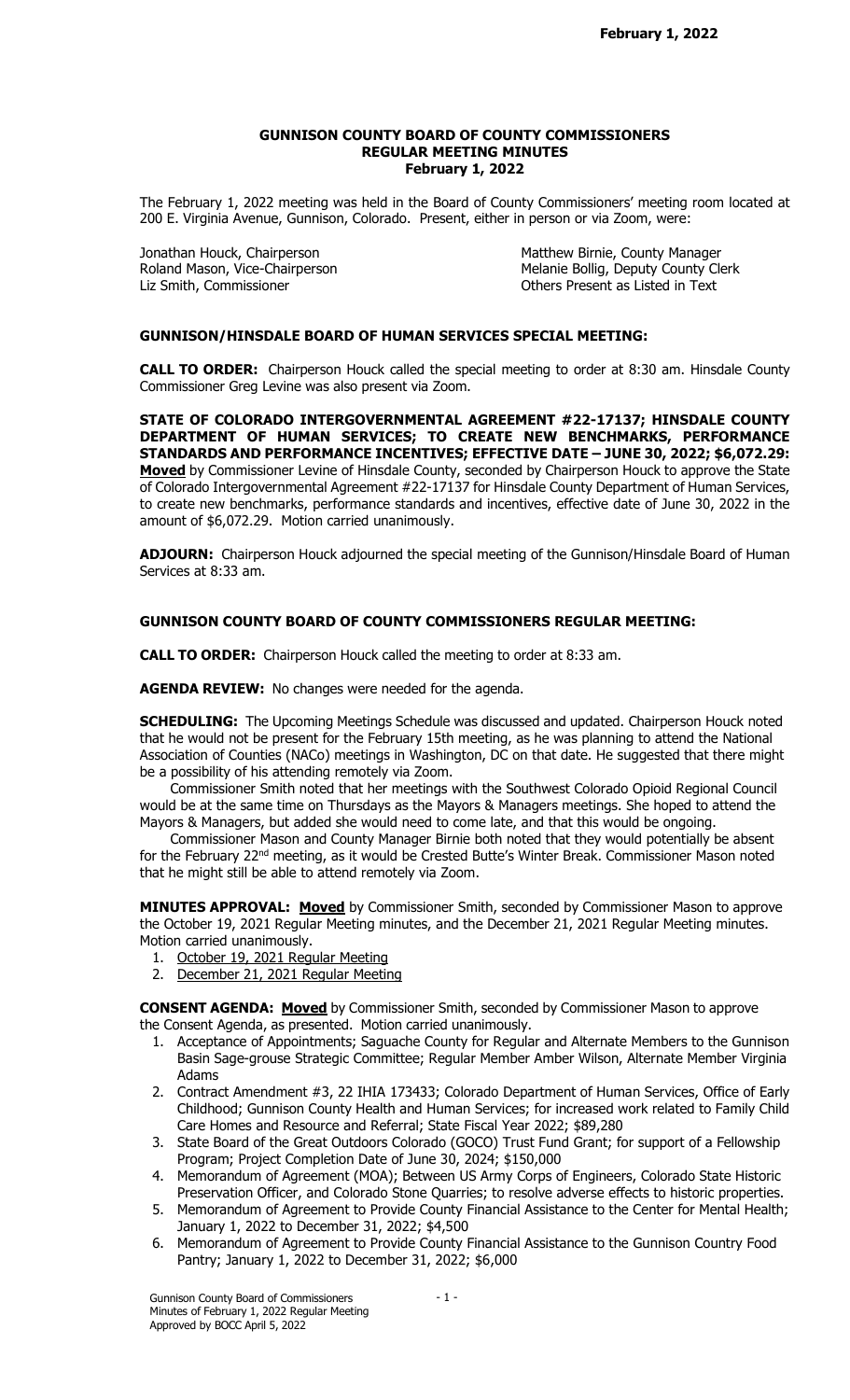# GUNNISON COUNTY BOARD OF COUNTY COMMISSIONERS
## REGULAR MEETING MINUTES
### February 1, 2022

The February 1, 2022 meeting was held in the Board of County Commissioners' meeting room located at 200 E. Virginia Avenue, Gunnison, Colorado. Present, either in person or via Zoom, were:

| | |
|---|---|
| Jonathan Houck, Chairperson | Matthew Birnie, County Manager |
| Roland Mason, Vice-Chairperson | Melanie Bollig, Deputy County Clerk |
| Liz Smith, Commissioner | Others Present as Listed in Text |

**GUNNISON/HINSDALE BOARD OF HUMAN SERVICES SPECIAL MEETING:**

**CALL TO ORDER:** Chairperson Houck called the special meeting to order at 8:30 am. Hinsdale County Commissioner Greg Levine was also present via Zoom.

**STATE OF COLORADO INTERGOVERNMENTAL AGREEMENT #22-17137; HINSDALE COUNTY DEPARTMENT OF HUMAN SERVICES; TO CREATE NEW BENCHMARKS, PERFORMANCE STANDARDS AND PERFORMANCE INCENTIVES; EFFECTIVE DATE – JUNE 30, 2022; $6,072.29:** **Moved** by Commissioner Levine of Hinsdale County, seconded by Chairperson Houck to approve the State of Colorado Intergovernmental Agreement #22-17137 for Hinsdale County Department of Human Services, to create new benchmarks, performance standards and incentives, effective date of June 30, 2022 in the amount of $6,072.29. Motion carried unanimously.

**ADJOURN:** Chairperson Houck adjourned the special meeting of the Gunnison/Hinsdale Board of Human Services at 8:33 am.

**GUNNISON COUNTY BOARD OF COUNTY COMMISSIONERS REGULAR MEETING:**

**CALL TO ORDER:** Chairperson Houck called the meeting to order at 8:33 am.

**AGENDA REVIEW:** No changes were needed for the agenda.

**SCHEDULING:** The Upcoming Meetings Schedule was discussed and updated. Chairperson Houck noted that he would not be present for the February 15th meeting, as he was planning to attend the National Association of Counties (NACo) meetings in Washington, DC on that date. He suggested that there might be a possibility of his attending remotely via Zoom.

Commissioner Smith noted that her meetings with the Southwest Colorado Opioid Regional Council would be at the same time on Thursdays as the Mayors & Managers meetings. She hoped to attend the Mayors & Managers, but added she would need to come late, and that this would be ongoing.

Commissioner Mason and County Manager Birnie both noted that they would potentially be absent for the February 22nd meeting, as it would be Crested Butte's Winter Break. Commissioner Mason noted that he might still be able to attend remotely via Zoom.

**MINUTES APPROVAL:** **Moved** by Commissioner Smith, seconded by Commissioner Mason to approve the October 19, 2021 Regular Meeting minutes, and the December 21, 2021 Regular Meeting minutes. Motion carried unanimously.

1. October 19, 2021 Regular Meeting
2. December 21, 2021 Regular Meeting

**CONSENT AGENDA:** **Moved** by Commissioner Smith, seconded by Commissioner Mason to approve the Consent Agenda, as presented. Motion carried unanimously.

1. Acceptance of Appointments; Saguache County for Regular and Alternate Members to the Gunnison Basin Sage-grouse Strategic Committee; Regular Member Amber Wilson, Alternate Member Virginia Adams
2. Contract Amendment #3, 22 IHIA 173433; Colorado Department of Human Services, Office of Early Childhood; Gunnison County Health and Human Services; for increased work related to Family Child Care Homes and Resource and Referral; State Fiscal Year 2022; $89,280
3. State Board of the Great Outdoors Colorado (GOCO) Trust Fund Grant; for support of a Fellowship Program; Project Completion Date of June 30, 2024; $150,000
4. Memorandum of Agreement (MOA); Between US Army Corps of Engineers, Colorado State Historic Preservation Officer, and Colorado Stone Quarries; to resolve adverse effects to historic properties.
5. Memorandum of Agreement to Provide County Financial Assistance to the Center for Mental Health; January 1, 2022 to December 31, 2022; $4,500
6. Memorandum of Agreement to Provide County Financial Assistance to the Gunnison Country Food Pantry; January 1, 2022 to December 31, 2022; $6,000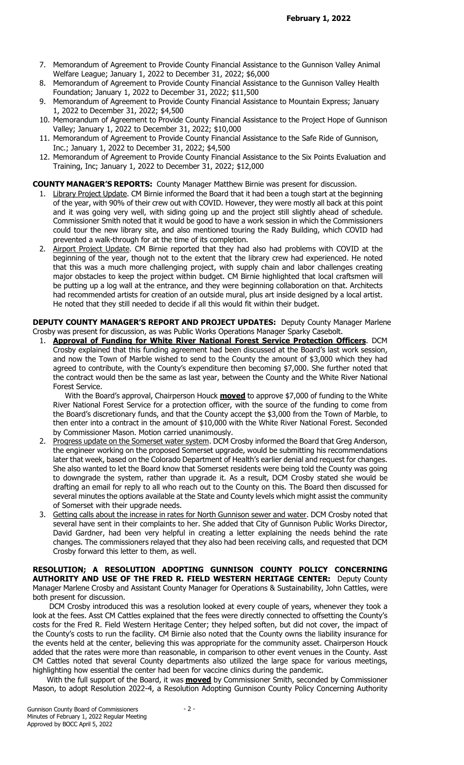7. Memorandum of Agreement to Provide County Financial Assistance to the Gunnison Valley Animal Welfare League; January 1, 2022 to December 31, 2022; $6,000
8. Memorandum of Agreement to Provide County Financial Assistance to the Gunnison Valley Health Foundation; January 1, 2022 to December 31, 2022; $11,500
9. Memorandum of Agreement to Provide County Financial Assistance to Mountain Express; January 1, 2022 to December 31, 2022; $4,500
10. Memorandum of Agreement to Provide County Financial Assistance to the Project Hope of Gunnison Valley; January 1, 2022 to December 31, 2022; $10,000
11. Memorandum of Agreement to Provide County Financial Assistance to the Safe Ride of Gunnison, Inc.; January 1, 2022 to December 31, 2022; $4,500
12. Memorandum of Agreement to Provide County Financial Assistance to the Six Points Evaluation and Training, Inc; January 1, 2022 to December 31, 2022; $12,000

**COUNTY MANAGER'S REPORTS:** County Manager Matthew Birnie was present for discussion.

1. Library Project Update. CM Birnie informed the Board that it had been a tough start at the beginning of the year, with 90% of their crew out with COVID. However, they were mostly all back at this point and it was going very well, with siding going up and the project still slightly ahead of schedule. Commissioner Smith noted that it would be good to have a work session in which the Commissioners could tour the new library site, and also mentioned touring the Rady Building, which COVID had prevented a walk-through for at the time of its completion.
2. Airport Project Update. CM Birnie reported that they had also had problems with COVID at the beginning of the year, though not to the extent that the library crew had experienced. He noted that this was a much more challenging project, with supply chain and labor challenges creating major obstacles to keep the project within budget. CM Birnie highlighted that local craftsmen will be putting up a log wall at the entrance, and they were beginning collaboration on that. Architects had recommended artists for creation of an outside mural, plus art inside designed by a local artist. He noted that they still needed to decide if all this would fit within their budget.

**DEPUTY COUNTY MANAGER'S REPORT AND PROJECT UPDATES:** Deputy County Manager Marlene Crosby was present for discussion, as was Public Works Operations Manager Sparky Casebolt.

1. **Approval of Funding for White River National Forest Service Protection Officers**. DCM Crosby explained that this funding agreement had been discussed at the Board's last work session, and now the Town of Marble wished to send to the County the amount of $3,000 which they had agreed to contribute, with the County's expenditure then becoming $7,000. She further noted that the contract would then be the same as last year, between the County and the White River National Forest Service.

   With the Board's approval, Chairperson Houck **moved** to approve $7,000 of funding to the White River National Forest Service for a protection officer, with the source of the funding to come from the Board's discretionary funds, and that the County accept the $3,000 from the Town of Marble, to then enter into a contract in the amount of $10,000 with the White River National Forest. Seconded by Commissioner Mason. Motion carried unanimously.
2. Progress update on the Somerset water system. DCM Crosby informed the Board that Greg Anderson, the engineer working on the proposed Somerset upgrade, would be submitting his recommendations later that week, based on the Colorado Department of Health's earlier denial and request for changes. She also wanted to let the Board know that Somerset residents were being told the County was going to downgrade the system, rather than upgrade it. As a result, DCM Crosby stated she would be drafting an email for reply to all who reach out to the County on this. The Board then discussed for several minutes the options available at the State and County levels which might assist the community of Somerset with their upgrade needs.
3. Getting calls about the increase in rates for North Gunnison sewer and water. DCM Crosby noted that several have sent in their complaints to her. She added that City of Gunnison Public Works Director, David Gardner, had been very helpful in creating a letter explaining the needs behind the rate changes. The commissioners relayed that they also had been receiving calls, and requested that DCM Crosby forward this letter to them, as well.

**RESOLUTION; A RESOLUTION ADOPTING GUNNISON COUNTY POLICY CONCERNING AUTHORITY AND USE OF THE FRED R. FIELD WESTERN HERITAGE CENTER:** Deputy County Manager Marlene Crosby and Assistant County Manager for Operations & Sustainability, John Cattles, were both present for discussion.

DCM Crosby introduced this was a resolution looked at every couple of years, whenever they took a look at the fees. Asst CM Cattles explained that the fees were directly connected to offsetting the County's costs for the Fred R. Field Western Heritage Center; they helped soften, but did not cover, the impact of the County's costs to run the facility. CM Birnie also noted that the County owns the liability insurance for the events held at the center, believing this was appropriate for the community asset. Chairperson Houck added that the rates were more than reasonable, in comparison to other event venues in the County. Asst CM Cattles noted that several County departments also utilized the large space for various meetings, highlighting how essential the center had been for vaccine clinics during the pandemic.

With the full support of the Board, it was **moved** by Commissioner Smith, seconded by Commissioner Mason, to adopt Resolution 2022-4, a Resolution Adopting Gunnison County Policy Concerning Authority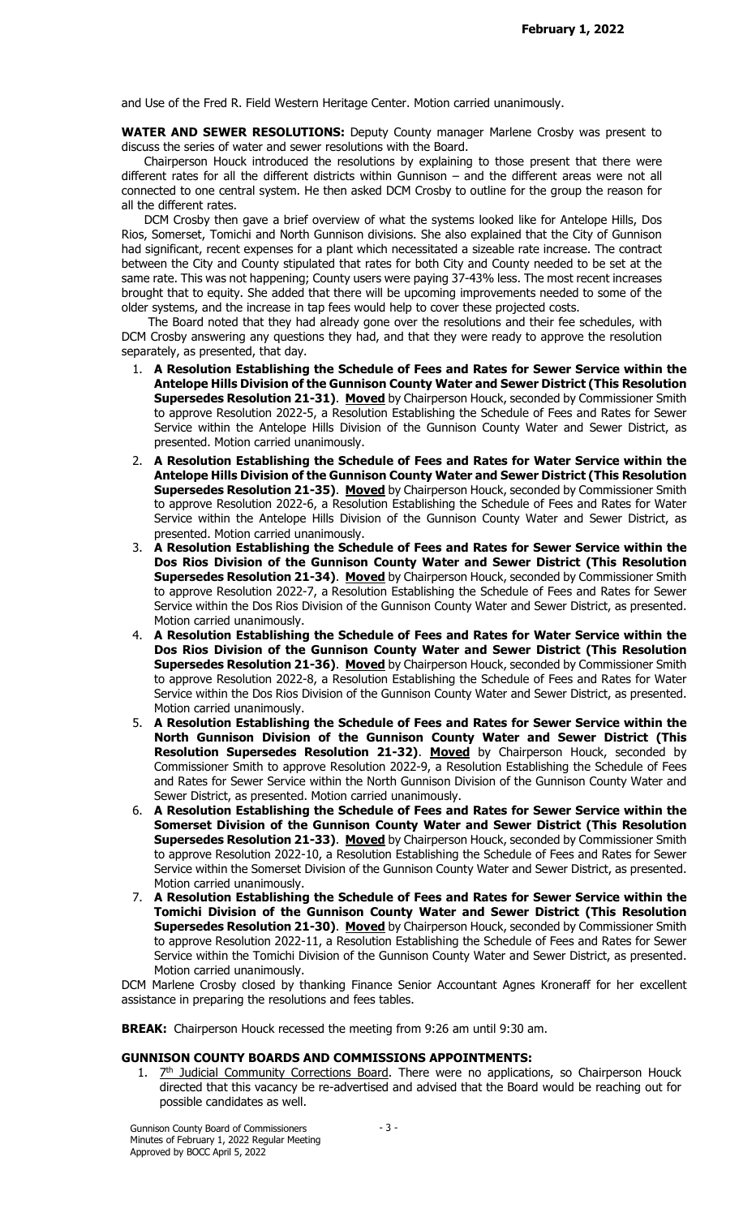and Use of the Fred R. Field Western Heritage Center. Motion carried unanimously.

**WATER AND SEWER RESOLUTIONS:** Deputy County manager Marlene Crosby was present to discuss the series of water and sewer resolutions with the Board.

Chairperson Houck introduced the resolutions by explaining to those present that there were different rates for all the different districts within Gunnison – and the different areas were not all connected to one central system. He then asked DCM Crosby to outline for the group the reason for all the different rates.

DCM Crosby then gave a brief overview of what the systems looked like for Antelope Hills, Dos Rios, Somerset, Tomichi and North Gunnison divisions. She also explained that the City of Gunnison had significant, recent expenses for a plant which necessitated a sizeable rate increase. The contract between the City and County stipulated that rates for both City and County needed to be set at the same rate. This was not happening; County users were paying 37-43% less. The most recent increases brought that to equity. She added that there will be upcoming improvements needed to some of the older systems, and the increase in tap fees would help to cover these projected costs.

The Board noted that they had already gone over the resolutions and their fee schedules, with DCM Crosby answering any questions they had, and that they were ready to approve the resolution separately, as presented, that day.

1. **A Resolution Establishing the Schedule of Fees and Rates for Sewer Service within the Antelope Hills Division of the Gunnison County Water and Sewer District (This Resolution Supersedes Resolution 21-31)**. **Moved** by Chairperson Houck, seconded by Commissioner Smith to approve Resolution 2022-5, a Resolution Establishing the Schedule of Fees and Rates for Sewer Service within the Antelope Hills Division of the Gunnison County Water and Sewer District, as presented. Motion carried unanimously.
2. **A Resolution Establishing the Schedule of Fees and Rates for Water Service within the Antelope Hills Division of the Gunnison County Water and Sewer District (This Resolution Supersedes Resolution 21-35)**. **Moved** by Chairperson Houck, seconded by Commissioner Smith to approve Resolution 2022-6, a Resolution Establishing the Schedule of Fees and Rates for Water Service within the Antelope Hills Division of the Gunnison County Water and Sewer District, as presented. Motion carried unanimously.
3. **A Resolution Establishing the Schedule of Fees and Rates for Sewer Service within the Dos Rios Division of the Gunnison County Water and Sewer District (This Resolution Supersedes Resolution 21-34)**. **Moved** by Chairperson Houck, seconded by Commissioner Smith to approve Resolution 2022-7, a Resolution Establishing the Schedule of Fees and Rates for Sewer Service within the Dos Rios Division of the Gunnison County Water and Sewer District, as presented. Motion carried unanimously.
4. **A Resolution Establishing the Schedule of Fees and Rates for Water Service within the Dos Rios Division of the Gunnison County Water and Sewer District (This Resolution Supersedes Resolution 21-36)**. **Moved** by Chairperson Houck, seconded by Commissioner Smith to approve Resolution 2022-8, a Resolution Establishing the Schedule of Fees and Rates for Water Service within the Dos Rios Division of the Gunnison County Water and Sewer District, as presented. Motion carried unanimously.
5. **A Resolution Establishing the Schedule of Fees and Rates for Sewer Service within the North Gunnison Division of the Gunnison County Water and Sewer District (This Resolution Supersedes Resolution 21-32)**. **Moved** by Chairperson Houck, seconded by Commissioner Smith to approve Resolution 2022-9, a Resolution Establishing the Schedule of Fees and Rates for Sewer Service within the North Gunnison Division of the Gunnison County Water and Sewer District, as presented. Motion carried unanimously.
6. **A Resolution Establishing the Schedule of Fees and Rates for Sewer Service within the Somerset Division of the Gunnison County Water and Sewer District (This Resolution Supersedes Resolution 21-33)**. **Moved** by Chairperson Houck, seconded by Commissioner Smith to approve Resolution 2022-10, a Resolution Establishing the Schedule of Fees and Rates for Sewer Service within the Somerset Division of the Gunnison County Water and Sewer District, as presented. Motion carried unanimously.
7. **A Resolution Establishing the Schedule of Fees and Rates for Sewer Service within the Tomichi Division of the Gunnison County Water and Sewer District (This Resolution Supersedes Resolution 21-30)**. **Moved** by Chairperson Houck, seconded by Commissioner Smith to approve Resolution 2022-11, a Resolution Establishing the Schedule of Fees and Rates for Sewer Service within the Tomichi Division of the Gunnison County Water and Sewer District, as presented. Motion carried unanimously.

DCM Marlene Crosby closed by thanking Finance Senior Accountant Agnes Kroneraff for her excellent assistance in preparing the resolutions and fees tables.

**BREAK:** Chairperson Houck recessed the meeting from 9:26 am until 9:30 am.

**GUNNISON COUNTY BOARDS AND COMMISSIONS APPOINTMENTS:**

1. 7th Judicial Community Corrections Board. There were no applications, so Chairperson Houck directed that this vacancy be re-advertised and advised that the Board would be reaching out for possible candidates as well.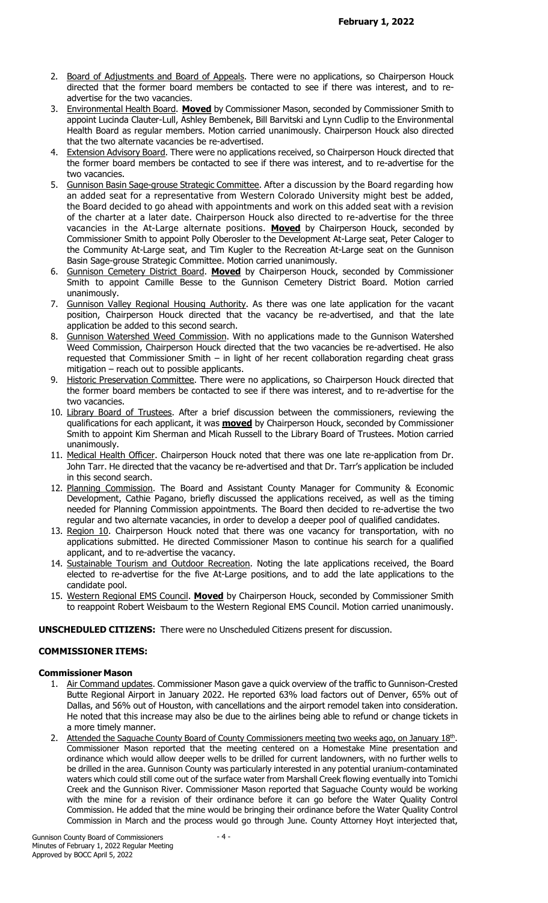2. Board of Adjustments and Board of Appeals. There were no applications, so Chairperson Houck directed that the former board members be contacted to see if there was interest, and to re-advertise for the two vacancies.
3. Environmental Health Board. **Moved** by Commissioner Mason, seconded by Commissioner Smith to appoint Lucinda Clauter-Lull, Ashley Bembenek, Bill Barvitski and Lynn Cudlip to the Environmental Health Board as regular members. Motion carried unanimously. Chairperson Houck also directed that the two alternate vacancies be re-advertised.
4. Extension Advisory Board. There were no applications received, so Chairperson Houck directed that the former board members be contacted to see if there was interest, and to re-advertise for the two vacancies.
5. Gunnison Basin Sage-grouse Strategic Committee. After a discussion by the Board regarding how an added seat for a representative from Western Colorado University might best be added, the Board decided to go ahead with appointments and work on this added seat with a revision of the charter at a later date. Chairperson Houck also directed to re-advertise for the three vacancies in the At-Large alternate positions. **Moved** by Chairperson Houck, seconded by Commissioner Smith to appoint Polly Oberosler to the Development At-Large seat, Peter Caloger to the Community At-Large seat, and Tim Kugler to the Recreation At-Large seat on the Gunnison Basin Sage-grouse Strategic Committee. Motion carried unanimously.
6. Gunnison Cemetery District Board. **Moved** by Chairperson Houck, seconded by Commissioner Smith to appoint Camille Besse to the Gunnison Cemetery District Board. Motion carried unanimously.
7. Gunnison Valley Regional Housing Authority. As there was one late application for the vacant position, Chairperson Houck directed that the vacancy be re-advertised, and that the late application be added to this second search.
8. Gunnison Watershed Weed Commission. With no applications made to the Gunnison Watershed Weed Commission, Chairperson Houck directed that the two vacancies be re-advertised. He also requested that Commissioner Smith – in light of her recent collaboration regarding cheat grass mitigation – reach out to possible applicants.
9. Historic Preservation Committee. There were no applications, so Chairperson Houck directed that the former board members be contacted to see if there was interest, and to re-advertise for the two vacancies.
10. Library Board of Trustees. After a brief discussion between the commissioners, reviewing the qualifications for each applicant, it was **moved** by Chairperson Houck, seconded by Commissioner Smith to appoint Kim Sherman and Micah Russell to the Library Board of Trustees. Motion carried unanimously.
11. Medical Health Officer. Chairperson Houck noted that there was one late re-application from Dr. John Tarr. He directed that the vacancy be re-advertised and that Dr. Tarr's application be included in this second search.
12. Planning Commission. The Board and Assistant County Manager for Community & Economic Development, Cathie Pagano, briefly discussed the applications received, as well as the timing needed for Planning Commission appointments. The Board then decided to re-advertise the two regular and two alternate vacancies, in order to develop a deeper pool of qualified candidates.
13. Region 10. Chairperson Houck noted that there was one vacancy for transportation, with no applications submitted. He directed Commissioner Mason to continue his search for a qualified applicant, and to re-advertise the vacancy.
14. Sustainable Tourism and Outdoor Recreation. Noting the late applications received, the Board elected to re-advertise for the five At-Large positions, and to add the late applications to the candidate pool.
15. Western Regional EMS Council. **Moved** by Chairperson Houck, seconded by Commissioner Smith to reappoint Robert Weisbaum to the Western Regional EMS Council. Motion carried unanimously.

**UNSCHEDULED CITIZENS:** There were no Unscheduled Citizens present for discussion.

**COMMISSIONER ITEMS:**

**Commissioner Mason**

1. Air Command updates. Commissioner Mason gave a quick overview of the traffic to Gunnison-Crested Butte Regional Airport in January 2022. He reported 63% load factors out of Denver, 65% out of Dallas, and 56% out of Houston, with cancellations and the airport remodel taken into consideration. He noted that this increase may also be due to the airlines being able to refund or change tickets in a more timely manner.
2. Attended the Saguache County Board of County Commissioners meeting two weeks ago, on January 18th. Commissioner Mason reported that the meeting centered on a Homestake Mine presentation and ordinance which would allow deeper wells to be drilled for current landowners, with no further wells to be drilled in the area. Gunnison County was particularly interested in any potential uranium-contaminated waters which could still come out of the surface water from Marshall Creek flowing eventually into Tomichi Creek and the Gunnison River. Commissioner Mason reported that Saguache County would be working with the mine for a revision of their ordinance before it can go before the Water Quality Control Commission. He added that the mine would be bringing their ordinance before the Water Quality Control Commission in March and the process would go through June. County Attorney Hoyt interjected that,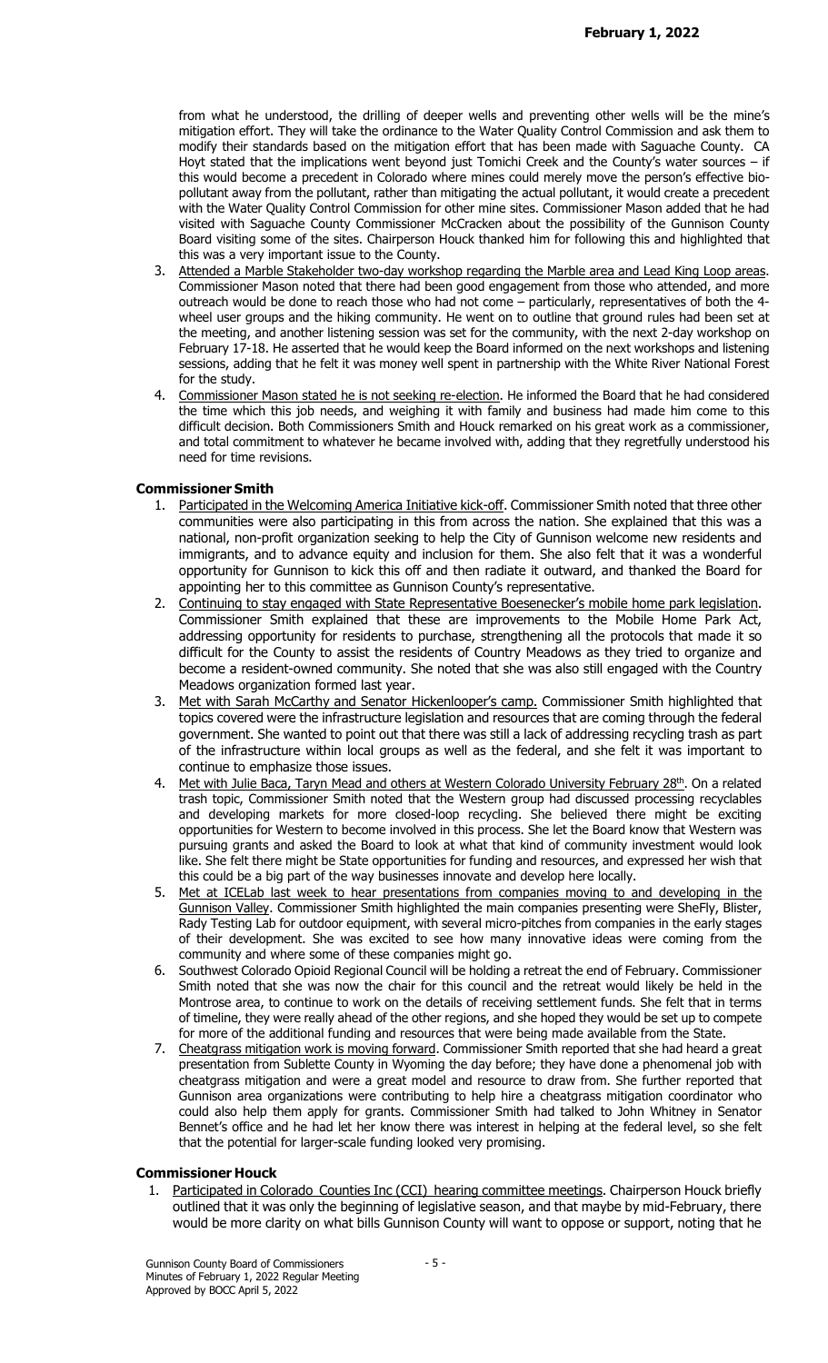from what he understood, the drilling of deeper wells and preventing other wells will be the mine's mitigation effort. They will take the ordinance to the Water Quality Control Commission and ask them to modify their standards based on the mitigation effort that has been made with Saguache County. CA Hoyt stated that the implications went beyond just Tomichi Creek and the County's water sources – if this would become a precedent in Colorado where mines could merely move the person's effective bio-pollutant away from the pollutant, rather than mitigating the actual pollutant, it would create a precedent with the Water Quality Control Commission for other mine sites. Commissioner Mason added that he had visited with Saguache County Commissioner McCracken about the possibility of the Gunnison County Board visiting some of the sites. Chairperson Houck thanked him for following this and highlighted that this was a very important issue to the County.

3. Attended a Marble Stakeholder two-day workshop regarding the Marble area and Lead King Loop areas. Commissioner Mason noted that there had been good engagement from those who attended, and more outreach would be done to reach those who had not come – particularly, representatives of both the 4-wheel user groups and the hiking community. He went on to outline that ground rules had been set at the meeting, and another listening session was set for the community, with the next 2-day workshop on February 17-18. He asserted that he would keep the Board informed on the next workshops and listening sessions, adding that he felt it was money well spent in partnership with the White River National Forest for the study.
4. Commissioner Mason stated he is not seeking re-election. He informed the Board that he had considered the time which this job needs, and weighing it with family and business had made him come to this difficult decision. Both Commissioners Smith and Houck remarked on his great work as a commissioner, and total commitment to whatever he became involved with, adding that they regretfully understood his need for time revisions.

### Commissioner Smith

1. Participated in the Welcoming America Initiative kick-off. Commissioner Smith noted that three other communities were also participating in this from across the nation. She explained that this was a national, non-profit organization seeking to help the City of Gunnison welcome new residents and immigrants, and to advance equity and inclusion for them. She also felt that it was a wonderful opportunity for Gunnison to kick this off and then radiate it outward, and thanked the Board for appointing her to this committee as Gunnison County's representative.
2. Continuing to stay engaged with State Representative Boesenecker's mobile home park legislation. Commissioner Smith explained that these are improvements to the Mobile Home Park Act, addressing opportunity for residents to purchase, strengthening all the protocols that made it so difficult for the County to assist the residents of Country Meadows as they tried to organize and become a resident-owned community. She noted that she was also still engaged with the Country Meadows organization formed last year.
3. Met with Sarah McCarthy and Senator Hickenlooper's camp. Commissioner Smith highlighted that topics covered were the infrastructure legislation and resources that are coming through the federal government. She wanted to point out that there was still a lack of addressing recycling trash as part of the infrastructure within local groups as well as the federal, and she felt it was important to continue to emphasize those issues.
4. Met with Julie Baca, Taryn Mead and others at Western Colorado University February 28th. On a related trash topic, Commissioner Smith noted that the Western group had discussed processing recyclables and developing markets for more closed-loop recycling. She believed there might be exciting opportunities for Western to become involved in this process. She let the Board know that Western was pursuing grants and asked the Board to look at what that kind of community investment would look like. She felt there might be State opportunities for funding and resources, and expressed her wish that this could be a big part of the way businesses innovate and develop here locally.
5. Met at ICELab last week to hear presentations from companies moving to and developing in the Gunnison Valley. Commissioner Smith highlighted the main companies presenting were SheFly, Blister, Rady Testing Lab for outdoor equipment, with several micro-pitches from companies in the early stages of their development. She was excited to see how many innovative ideas were coming from the community and where some of these companies might go.
6. Southwest Colorado Opioid Regional Council will be holding a retreat the end of February. Commissioner Smith noted that she was now the chair for this council and the retreat would likely be held in the Montrose area, to continue to work on the details of receiving settlement funds. She felt that in terms of timeline, they were really ahead of the other regions, and she hoped they would be set up to compete for more of the additional funding and resources that were being made available from the State.
7. Cheatgrass mitigation work is moving forward. Commissioner Smith reported that she had heard a great presentation from Sublette County in Wyoming the day before; they have done a phenomenal job with cheatgrass mitigation and were a great model and resource to draw from. She further reported that Gunnison area organizations were contributing to help hire a cheatgrass mitigation coordinator who could also help them apply for grants. Commissioner Smith had talked to John Whitney in Senator Bennet's office and he had let her know there was interest in helping at the federal level, so she felt that the potential for larger-scale funding looked very promising.

### Commissioner Houck

1. Participated in Colorado Counties Inc (CCI) hearing committee meetings. Chairperson Houck briefly outlined that it was only the beginning of legislative season, and that maybe by mid-February, there would be more clarity on what bills Gunnison County will want to oppose or support, noting that he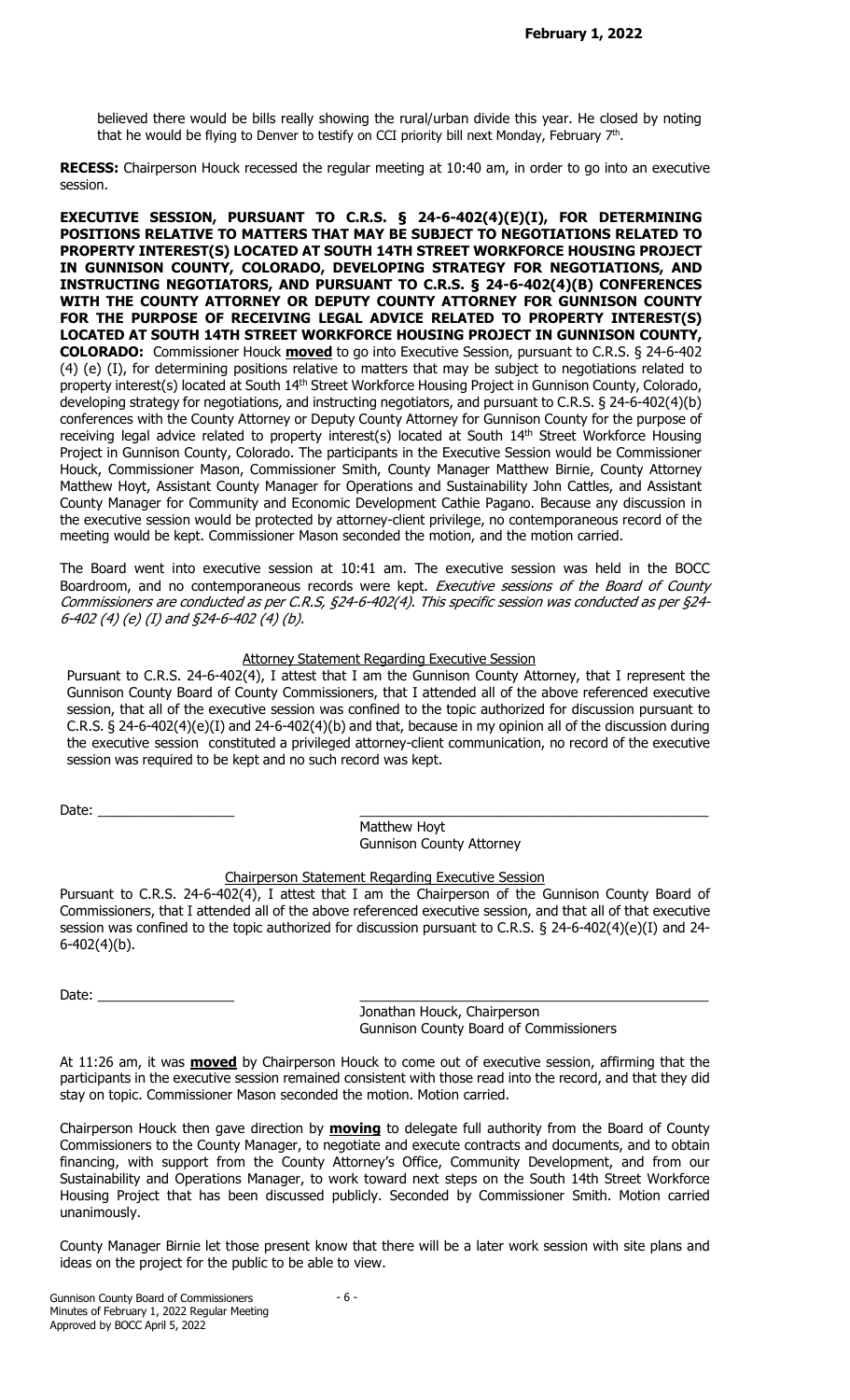believed there would be bills really showing the rural/urban divide this year. He closed by noting that he would be flying to Denver to testify on CCI priority bill next Monday, February 7th.

**RECESS:** Chairperson Houck recessed the regular meeting at 10:40 am, in order to go into an executive session.

**EXECUTIVE SESSION, PURSUANT TO C.R.S. § 24-6-402(4)(E)(I), FOR DETERMINING POSITIONS RELATIVE TO MATTERS THAT MAY BE SUBJECT TO NEGOTIATIONS RELATED TO PROPERTY INTEREST(S) LOCATED AT SOUTH 14TH STREET WORKFORCE HOUSING PROJECT IN GUNNISON COUNTY, COLORADO, DEVELOPING STRATEGY FOR NEGOTIATIONS, AND INSTRUCTING NEGOTIATORS, AND PURSUANT TO C.R.S. § 24-6-402(4)(B) CONFERENCES WITH THE COUNTY ATTORNEY OR DEPUTY COUNTY ATTORNEY FOR GUNNISON COUNTY FOR THE PURPOSE OF RECEIVING LEGAL ADVICE RELATED TO PROPERTY INTEREST(S) LOCATED AT SOUTH 14TH STREET WORKFORCE HOUSING PROJECT IN GUNNISON COUNTY, COLORADO:** Commissioner Houck **moved** to go into Executive Session, pursuant to C.R.S. § 24-6-402 (4) (e) (I), for determining positions relative to matters that may be subject to negotiations related to property interest(s) located at South 14th Street Workforce Housing Project in Gunnison County, Colorado, developing strategy for negotiations, and instructing negotiators, and pursuant to C.R.S. § 24-6-402(4)(b) conferences with the County Attorney or Deputy County Attorney for Gunnison County for the purpose of receiving legal advice related to property interest(s) located at South 14th Street Workforce Housing Project in Gunnison County, Colorado. The participants in the Executive Session would be Commissioner Houck, Commissioner Mason, Commissioner Smith, County Manager Matthew Birnie, County Attorney Matthew Hoyt, Assistant County Manager for Operations and Sustainability John Cattles, and Assistant County Manager for Community and Economic Development Cathie Pagano. Because any discussion in the executive session would be protected by attorney-client privilege, no contemporaneous record of the meeting would be kept. Commissioner Mason seconded the motion, and the motion carried.

The Board went into executive session at 10:41 am. The executive session was held in the BOCC Boardroom, and no contemporaneous records were kept. *Executive sessions of the Board of County Commissioners are conducted as per C.R.S, §24-6-402(4). This specific session was conducted as per §24-6-402 (4) (e) (I) and §24-6-402 (4) (b).*

Attorney Statement Regarding Executive Session

Pursuant to C.R.S. 24-6-402(4), I attest that I am the Gunnison County Attorney, that I represent the Gunnison County Board of County Commissioners, that I attended all of the above referenced executive session, that all of the executive session was confined to the topic authorized for discussion pursuant to C.R.S. § 24-6-402(4)(e)(I) and 24-6-402(4)(b) and that, because in my opinion all of the discussion during the executive session constituted a privileged attorney-client communication, no record of the executive session was required to be kept and no such record was kept.

Date: ___________________ ______________________________________________

Matthew Hoyt
Gunnison County Attorney

Chairperson Statement Regarding Executive Session

Pursuant to C.R.S. 24-6-402(4), I attest that I am the Chairperson of the Gunnison County Board of Commissioners, that I attended all of the above referenced executive session, and that all of that executive session was confined to the topic authorized for discussion pursuant to C.R.S. § 24-6-402(4)(e)(I) and 24-6-402(4)(b).

Date: ___________________ ______________________________________________

Jonathan Houck, Chairperson
Gunnison County Board of Commissioners

At 11:26 am, it was **moved** by Chairperson Houck to come out of executive session, affirming that the participants in the executive session remained consistent with those read into the record, and that they did stay on topic. Commissioner Mason seconded the motion. Motion carried.

Chairperson Houck then gave direction by **moving** to delegate full authority from the Board of County Commissioners to the County Manager, to negotiate and execute contracts and documents, and to obtain financing, with support from the County Attorney's Office, Community Development, and from our Sustainability and Operations Manager, to work toward next steps on the South 14th Street Workforce Housing Project that has been discussed publicly. Seconded by Commissioner Smith. Motion carried unanimously.

County Manager Birnie let those present know that there will be a later work session with site plans and ideas on the project for the public to be able to view.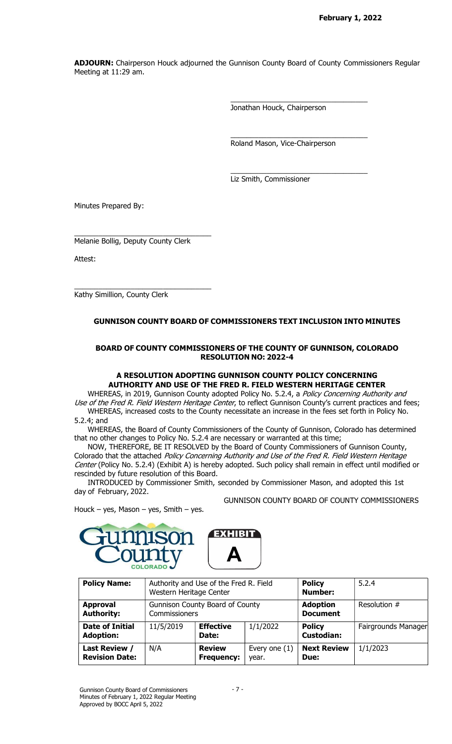February 1, 2022

**ADJOURN:** Chairperson Houck adjourned the Gunnison County Board of County Commissioners Regular Meeting at 11:29 am.

\_\_\_\_\_\_\_\_\_\_\_\_\_\_\_\_\_\_\_\_\_\_\_\_\_\_\_\_\_\_\_\_
Jonathan Houck, Chairperson

\_\_\_\_\_\_\_\_\_\_\_\_\_\_\_\_\_\_\_\_\_\_\_\_\_\_\_\_\_\_\_\_
Roland Mason, Vice-Chairperson

\_\_\_\_\_\_\_\_\_\_\_\_\_\_\_\_\_\_\_\_\_\_\_\_\_\_\_\_\_\_\_\_
Liz Smith, Commissioner

Minutes Prepared By:

\_\_\_\_\_\_\_\_\_\_\_\_\_\_\_\_\_\_\_\_\_\_\_\_\_\_\_\_\_\_\_\_
Melanie Bollig, Deputy County Clerk

Attest:

\_\_\_\_\_\_\_\_\_\_\_\_\_\_\_\_\_\_\_\_\_\_\_\_\_\_\_\_\_\_\_\_
Kathy Simillion, County Clerk

## GUNNISON COUNTY BOARD OF COMMISSIONERS TEXT INCLUSION INTO MINUTES

### BOARD OF COUNTY COMMISSIONERS OF THE COUNTY OF GUNNISON, COLORADO
### RESOLUTION NO: 2022-4

### A RESOLUTION ADOPTING GUNNISON COUNTY POLICY CONCERNING AUTHORITY AND USE OF THE FRED R. FIELD WESTERN HERITAGE CENTER

WHEREAS, in 2019, Gunnison County adopted Policy No. 5.2.4, a *Policy Concerning Authority and Use of the Fred R. Field Western Heritage Center*, to reflect Gunnison County's current practices and fees;

WHEREAS, increased costs to the County necessitate an increase in the fees set forth in Policy No. 5.2.4; and

WHEREAS, the Board of County Commissioners of the County of Gunnison, Colorado has determined that no other changes to Policy No. 5.2.4 are necessary or warranted at this time;

NOW, THEREFORE, BE IT RESOLVED by the Board of County Commissioners of Gunnison County, Colorado that the attached *Policy Concerning Authority and Use of the Fred R. Field Western Heritage Center* (Policy No. 5.2.4) (Exhibit A) is hereby adopted. Such policy shall remain in effect until modified or rescinded by future resolution of this Board.

INTRODUCED by Commissioner Smith, seconded by Commissioner Mason, and adopted this 1st day of February, 2022.

GUNNISON COUNTY BOARD OF COUNTY COMMISSIONERS

Houck – yes, Mason – yes, Smith – yes.

Gunnison County COLORADO

EXHIBIT A

| **Policy Name:** | Authority and Use of the Fred R. Field Western Heritage Center | | | **Policy Number:** | 5.2.4 |
|---|---|---|---|---|---|
| **Approval Authority:** | Gunnison County Board of County Commissioners | | | **Adoption Document** | Resolution # |
| **Date of Initial Adoption:** | 11/5/2019 | **Effective Date:** | 1/1/2022 | **Policy Custodian:** | Fairgrounds Manager |
| **Last Review / Revision Date:** | N/A | **Review Frequency:** | Every one (1) year. | **Next Review Due:** | 1/1/2023 |

Gunnison County Board of Commissioners
Minutes of February 1, 2022 Regular Meeting
Approved by BOCC April 5, 2022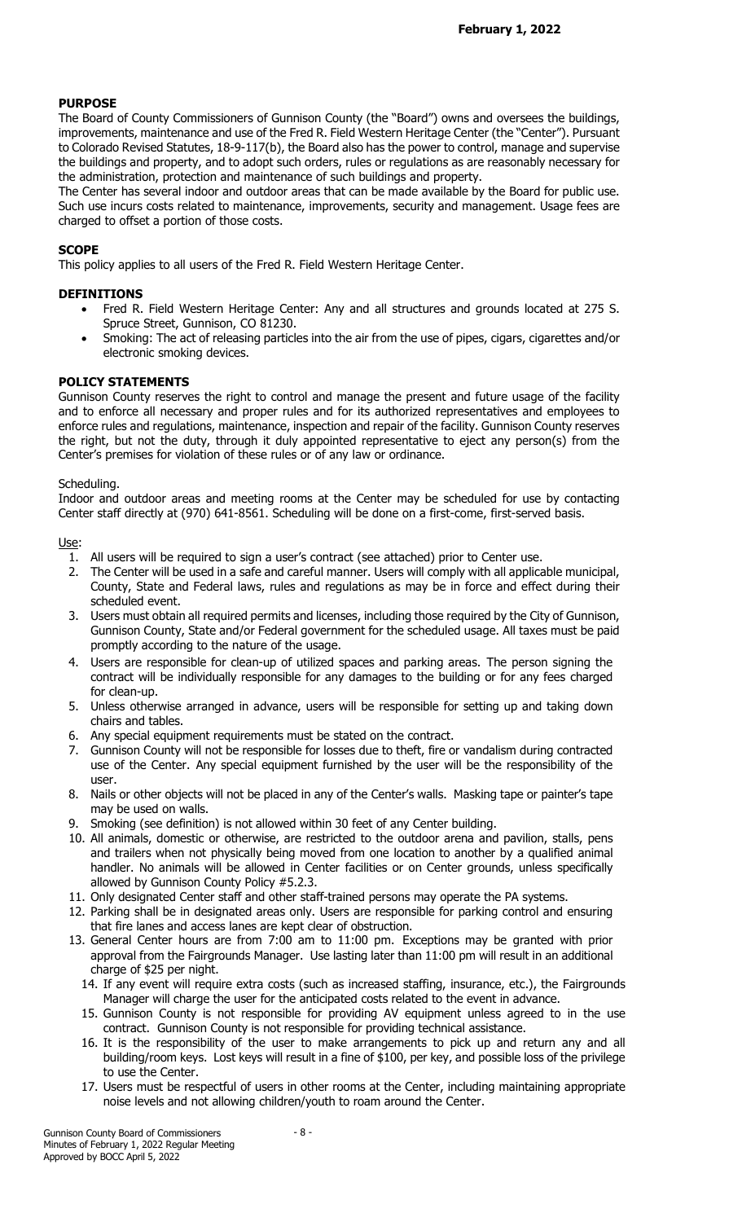**February 1, 2022**

## PURPOSE

The Board of County Commissioners of Gunnison County (the "Board") owns and oversees the buildings, improvements, maintenance and use of the Fred R. Field Western Heritage Center (the "Center"). Pursuant to Colorado Revised Statutes, 18-9-117(b), the Board also has the power to control, manage and supervise the buildings and property, and to adopt such orders, rules or regulations as are reasonably necessary for the administration, protection and maintenance of such buildings and property.

The Center has several indoor and outdoor areas that can be made available by the Board for public use. Such use incurs costs related to maintenance, improvements, security and management. Usage fees are charged to offset a portion of those costs.

## SCOPE

This policy applies to all users of the Fred R. Field Western Heritage Center.

## DEFINITIONS

- Fred R. Field Western Heritage Center: Any and all structures and grounds located at 275 S. Spruce Street, Gunnison, CO 81230.
- Smoking: The act of releasing particles into the air from the use of pipes, cigars, cigarettes and/or electronic smoking devices.

## POLICY STATEMENTS

Gunnison County reserves the right to control and manage the present and future usage of the facility and to enforce all necessary and proper rules and for its authorized representatives and employees to enforce rules and regulations, maintenance, inspection and repair of the facility. Gunnison County reserves the right, but not the duty, through it duly appointed representative to eject any person(s) from the Center's premises for violation of these rules or of any law or ordinance.

Scheduling.

Indoor and outdoor areas and meeting rooms at the Center may be scheduled for use by contacting Center staff directly at (970) 641-8561. Scheduling will be done on a first-come, first-served basis.

Use:

1. All users will be required to sign a user's contract (see attached) prior to Center use.
2. The Center will be used in a safe and careful manner. Users will comply with all applicable municipal, County, State and Federal laws, rules and regulations as may be in force and effect during their scheduled event.
3. Users must obtain all required permits and licenses, including those required by the City of Gunnison, Gunnison County, State and/or Federal government for the scheduled usage. All taxes must be paid promptly according to the nature of the usage.
4. Users are responsible for clean-up of utilized spaces and parking areas. The person signing the contract will be individually responsible for any damages to the building or for any fees charged for clean-up.
5. Unless otherwise arranged in advance, users will be responsible for setting up and taking down chairs and tables.
6. Any special equipment requirements must be stated on the contract.
7. Gunnison County will not be responsible for losses due to theft, fire or vandalism during contracted use of the Center. Any special equipment furnished by the user will be the responsibility of the user.
8. Nails or other objects will not be placed in any of the Center's walls. Masking tape or painter's tape may be used on walls.
9. Smoking (see definition) is not allowed within 30 feet of any Center building.
10. All animals, domestic or otherwise, are restricted to the outdoor arena and pavilion, stalls, pens and trailers when not physically being moved from one location to another by a qualified animal handler. No animals will be allowed in Center facilities or on Center grounds, unless specifically allowed by Gunnison County Policy #5.2.3.
11. Only designated Center staff and other staff-trained persons may operate the PA systems.
12. Parking shall be in designated areas only. Users are responsible for parking control and ensuring that fire lanes and access lanes are kept clear of obstruction.
13. General Center hours are from 7:00 am to 11:00 pm. Exceptions may be granted with prior approval from the Fairgrounds Manager. Use lasting later than 11:00 pm will result in an additional charge of $25 per night.
14. If any event will require extra costs (such as increased staffing, insurance, etc.), the Fairgrounds Manager will charge the user for the anticipated costs related to the event in advance.
15. Gunnison County is not responsible for providing AV equipment unless agreed to in the use contract. Gunnison County is not responsible for providing technical assistance.
16. It is the responsibility of the user to make arrangements to pick up and return any and all building/room keys. Lost keys will result in a fine of $100, per key, and possible loss of the privilege to use the Center.
17. Users must be respectful of users in other rooms at the Center, including maintaining appropriate noise levels and not allowing children/youth to roam around the Center.

Gunnison County Board of Commissioners
Minutes of February 1, 2022 Regular Meeting
Approved by BOCC April 5, 2022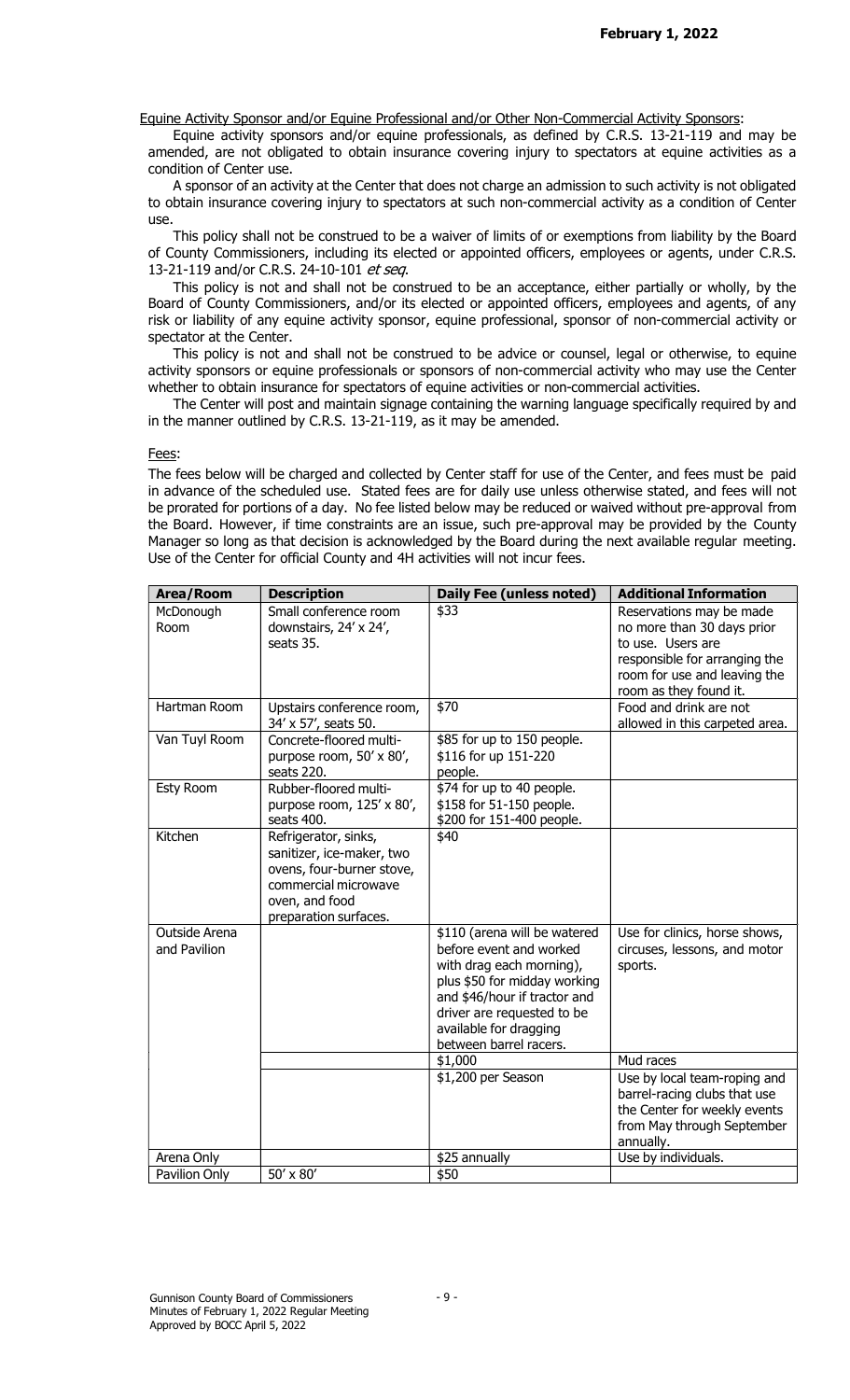Equine Activity Sponsor and/or Equine Professional and/or Other Non-Commercial Activity Sponsors:

Equine activity sponsors and/or equine professionals, as defined by C.R.S. 13-21-119 and may be amended, are not obligated to obtain insurance covering injury to spectators at equine activities as a condition of Center use.

A sponsor of an activity at the Center that does not charge an admission to such activity is not obligated to obtain insurance covering injury to spectators at such non-commercial activity as a condition of Center use.

This policy shall not be construed to be a waiver of limits of or exemptions from liability by the Board of County Commissioners, including its elected or appointed officers, employees or agents, under C.R.S. 13-21-119 and/or C.R.S. 24-10-101 *et seq*.

This policy is not and shall not be construed to be an acceptance, either partially or wholly, by the Board of County Commissioners, and/or its elected or appointed officers, employees and agents, of any risk or liability of any equine activity sponsor, equine professional, sponsor of non-commercial activity or spectator at the Center.

This policy is not and shall not be construed to be advice or counsel, legal or otherwise, to equine activity sponsors or equine professionals or sponsors of non-commercial activity who may use the Center whether to obtain insurance for spectators of equine activities or non-commercial activities.

The Center will post and maintain signage containing the warning language specifically required by and in the manner outlined by C.R.S. 13-21-119, as it may be amended.

Fees:

The fees below will be charged and collected by Center staff for use of the Center, and fees must be paid in advance of the scheduled use. Stated fees are for daily use unless otherwise stated, and fees will not be prorated for portions of a day. No fee listed below may be reduced or waived without pre-approval from the Board. However, if time constraints are an issue, such pre-approval may be provided by the County Manager so long as that decision is acknowledged by the Board during the next available regular meeting. Use of the Center for official County and 4H activities will not incur fees.

| Area/Room | Description | Daily Fee (unless noted) | Additional Information |
|---|---|---|---|
| McDonough Room | Small conference room downstairs, 24' x 24', seats 35. | $33 | Reservations may be made no more than 30 days prior to use. Users are responsible for arranging the room for use and leaving the room as they found it. |
| Hartman Room | Upstairs conference room, 34' x 57', seats 50. | $70 | Food and drink are not allowed in this carpeted area. |
| Van Tuyl Room | Concrete-floored multi-purpose room, 50' x 80', seats 220. | $85 for up to 150 people. $116 for up 151-220 people. | |
| Esty Room | Rubber-floored multi-purpose room, 125' x 80', seats 400. | $74 for up to 40 people. $158 for 51-150 people. $200 for 151-400 people. | |
| Kitchen | Refrigerator, sinks, sanitizer, ice-maker, two ovens, four-burner stove, commercial microwave oven, and food preparation surfaces. | $40 | |
| Outside Arena and Pavilion | | $110 (arena will be watered before event and worked with drag each morning), plus $50 for midday working and $46/hour if tractor and driver are requested to be available for dragging between barrel racers. | Use for clinics, horse shows, circuses, lessons, and motor sports. |
| | | $1,000 | Mud races |
| | | $1,200 per Season | Use by local team-roping and barrel-racing clubs that use the Center for weekly events from May through September annually. |
| Arena Only | | $25 annually | Use by individuals. |
| Pavilion Only | 50' x 80' | $50 | |

Gunnison County Board of Commissioners
Minutes of February 1, 2022 Regular Meeting
Approved by BOCC April 5, 2022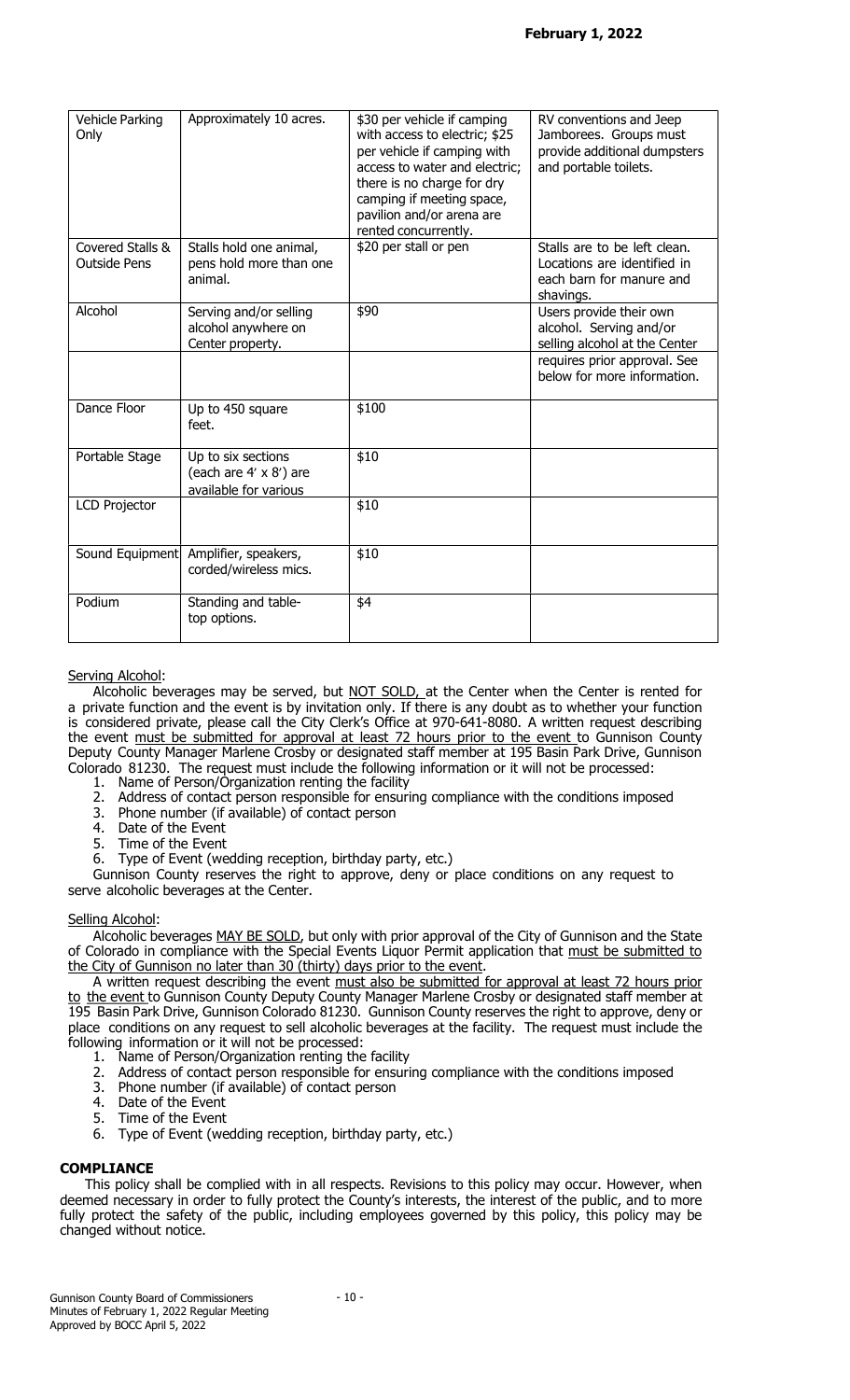| Vehicle Parking Only | Approximately 10 acres. | $30 per vehicle if camping with access to electric; $25 per vehicle if camping with access to water and electric; there is no charge for dry camping if meeting space, pavilion and/or arena are rented concurrently. | RV conventions and Jeep Jamborees. Groups must provide additional dumpsters and portable toilets. |
|---|---|---|---|
| Covered Stalls & Outside Pens | Stalls hold one animal, pens hold more than one animal. | $20 per stall or pen | Stalls are to be left clean. Locations are identified in each barn for manure and shavings. |
| Alcohol | Serving and/or selling alcohol anywhere on Center property. | $90 | Users provide their own alcohol. Serving and/or selling alcohol at the Center requires prior approval. See below for more information. |
| Dance Floor | Up to 450 square feet. | $100 | |
| Portable Stage | Up to six sections (each are 4' x 8') are available for various | $10 | |
| LCD Projector | | $10 | |
| Sound Equipment | Amplifier, speakers, corded/wireless mics. | $10 | |
| Podium | Standing and table-top options. | $4 | |

Serving Alcohol:

Alcoholic beverages may be served, but NOT SOLD, at the Center when the Center is rented for a private function and the event is by invitation only. If there is any doubt as to whether your function is considered private, please call the City Clerk's Office at 970-641-8080. A written request describing the event must be submitted for approval at least 72 hours prior to the event to Gunnison County Deputy County Manager Marlene Crosby or designated staff member at 195 Basin Park Drive, Gunnison Colorado 81230. The request must include the following information or it will not be processed:

1. Name of Person/Organization renting the facility
2. Address of contact person responsible for ensuring compliance with the conditions imposed
3. Phone number (if available) of contact person
4. Date of the Event
5. Time of the Event
6. Type of Event (wedding reception, birthday party, etc.)

Gunnison County reserves the right to approve, deny or place conditions on any request to serve alcoholic beverages at the Center.

Selling Alcohol:

Alcoholic beverages MAY BE SOLD, but only with prior approval of the City of Gunnison and the State of Colorado in compliance with the Special Events Liquor Permit application that must be submitted to the City of Gunnison no later than 30 (thirty) days prior to the event.

A written request describing the event must also be submitted for approval at least 72 hours prior to the event to Gunnison County Deputy County Manager Marlene Crosby or designated staff member at 195 Basin Park Drive, Gunnison Colorado 81230. Gunnison County reserves the right to approve, deny or place conditions on any request to sell alcoholic beverages at the facility. The request must include the following information or it will not be processed:

1. Name of Person/Organization renting the facility
2. Address of contact person responsible for ensuring compliance with the conditions imposed
3. Phone number (if available) of contact person
4. Date of the Event
5. Time of the Event
6. Type of Event (wedding reception, birthday party, etc.)

**COMPLIANCE**

This policy shall be complied with in all respects. Revisions to this policy may occur. However, when deemed necessary in order to fully protect the County's interests, the interest of the public, and to more fully protect the safety of the public, including employees governed by this policy, this policy may be changed without notice.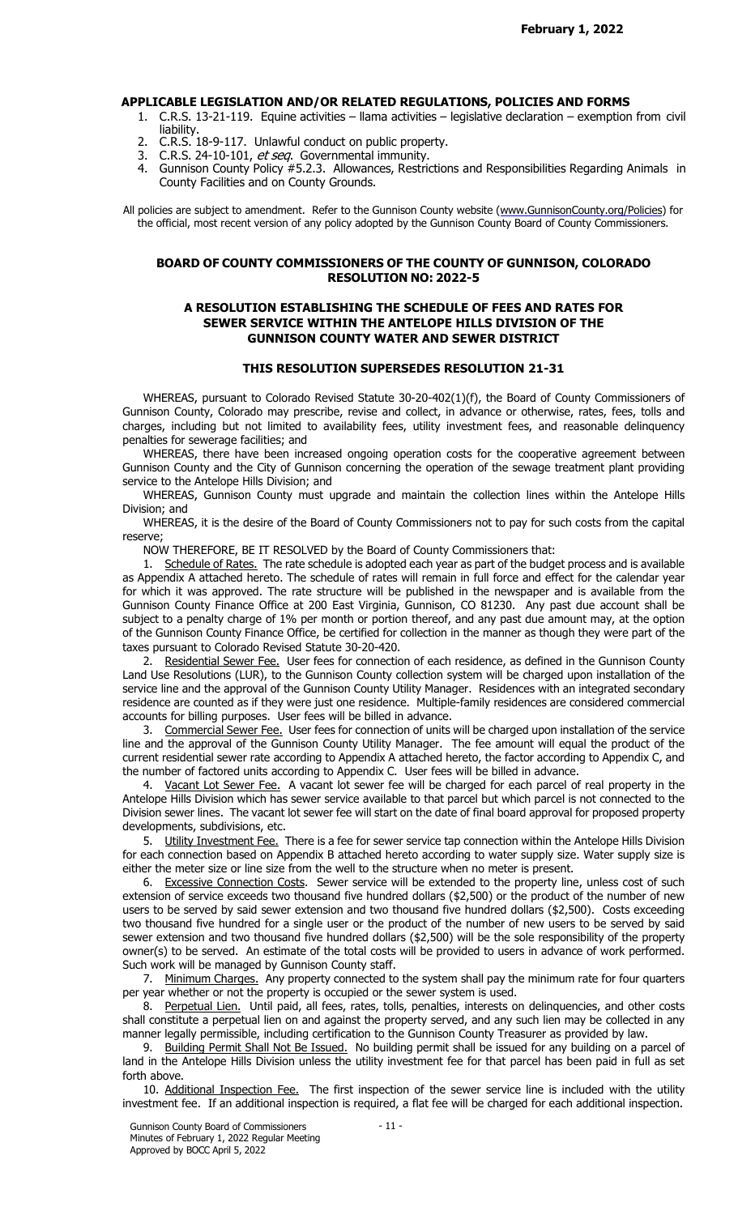**APPLICABLE LEGISLATION AND/OR RELATED REGULATIONS, POLICIES AND FORMS**

1. C.R.S. 13-21-119. Equine activities – llama activities – legislative declaration – exemption from civil liability.
2. C.R.S. 18-9-117. Unlawful conduct on public property.
3. C.R.S. 24-10-101, *et seq*. Governmental immunity.
4. Gunnison County Policy #5.2.3. Allowances, Restrictions and Responsibilities Regarding Animals in County Facilities and on County Grounds.

All policies are subject to amendment. Refer to the Gunnison County website (www.GunnisonCounty.org/Policies) for the official, most recent version of any policy adopted by the Gunnison County Board of County Commissioners.

**BOARD OF COUNTY COMMISSIONERS OF THE COUNTY OF GUNNISON, COLORADO**
**RESOLUTION NO: 2022-5**

**A RESOLUTION ESTABLISHING THE SCHEDULE OF FEES AND RATES FOR SEWER SERVICE WITHIN THE ANTELOPE HILLS DIVISION OF THE GUNNISON COUNTY WATER AND SEWER DISTRICT**

**THIS RESOLUTION SUPERSEDES RESOLUTION 21-31**

WHEREAS, pursuant to Colorado Revised Statute 30-20-402(1)(f), the Board of County Commissioners of Gunnison County, Colorado may prescribe, revise and collect, in advance or otherwise, rates, fees, tolls and charges, including but not limited to availability fees, utility investment fees, and reasonable delinquency penalties for sewerage facilities; and

WHEREAS, there have been increased ongoing operation costs for the cooperative agreement between Gunnison County and the City of Gunnison concerning the operation of the sewage treatment plant providing service to the Antelope Hills Division; and

WHEREAS, Gunnison County must upgrade and maintain the collection lines within the Antelope Hills Division; and

WHEREAS, it is the desire of the Board of County Commissioners not to pay for such costs from the capital reserve;

NOW THEREFORE, BE IT RESOLVED by the Board of County Commissioners that:

1. Schedule of Rates. The rate schedule is adopted each year as part of the budget process and is available as Appendix A attached hereto. The schedule of rates will remain in full force and effect for the calendar year for which it was approved. The rate structure will be published in the newspaper and is available from the Gunnison County Finance Office at 200 East Virginia, Gunnison, CO 81230. Any past due account shall be subject to a penalty charge of 1% per month or portion thereof, and any past due amount may, at the option of the Gunnison County Finance Office, be certified for collection in the manner as though they were part of the taxes pursuant to Colorado Revised Statute 30-20-420.

2. Residential Sewer Fee. User fees for connection of each residence, as defined in the Gunnison County Land Use Resolutions (LUR), to the Gunnison County collection system will be charged upon installation of the service line and the approval of the Gunnison County Utility Manager. Residences with an integrated secondary residence are counted as if they were just one residence. Multiple-family residences are considered commercial accounts for billing purposes. User fees will be billed in advance.

3. Commercial Sewer Fee. User fees for connection of units will be charged upon installation of the service line and the approval of the Gunnison County Utility Manager. The fee amount will equal the product of the current residential sewer rate according to Appendix A attached hereto, the factor according to Appendix C, and the number of factored units according to Appendix C. User fees will be billed in advance.

4. Vacant Lot Sewer Fee. A vacant lot sewer fee will be charged for each parcel of real property in the Antelope Hills Division which has sewer service available to that parcel but which parcel is not connected to the Division sewer lines. The vacant lot sewer fee will start on the date of final board approval for proposed property developments, subdivisions, etc.

5. Utility Investment Fee. There is a fee for sewer service tap connection within the Antelope Hills Division for each connection based on Appendix B attached hereto according to water supply size. Water supply size is either the meter size or line size from the well to the structure when no meter is present.

6. Excessive Connection Costs. Sewer service will be extended to the property line, unless cost of such extension of service exceeds two thousand five hundred dollars ($2,500) or the product of the number of new users to be served by said sewer extension and two thousand five hundred dollars ($2,500). Costs exceeding two thousand five hundred for a single user or the product of the number of new users to be served by said sewer extension and two thousand five hundred dollars ($2,500) will be the sole responsibility of the property owner(s) to be served. An estimate of the total costs will be provided to users in advance of work performed. Such work will be managed by Gunnison County staff.

7. Minimum Charges. Any property connected to the system shall pay the minimum rate for four quarters per year whether or not the property is occupied or the sewer system is used.

8. Perpetual Lien. Until paid, all fees, rates, tolls, penalties, interests on delinquencies, and other costs shall constitute a perpetual lien on and against the property served, and any such lien may be collected in any manner legally permissible, including certification to the Gunnison County Treasurer as provided by law.

9. Building Permit Shall Not Be Issued. No building permit shall be issued for any building on a parcel of land in the Antelope Hills Division unless the utility investment fee for that parcel has been paid in full as set forth above.

10. Additional Inspection Fee. The first inspection of the sewer service line is included with the utility investment fee. If an additional inspection is required, a flat fee will be charged for each additional inspection.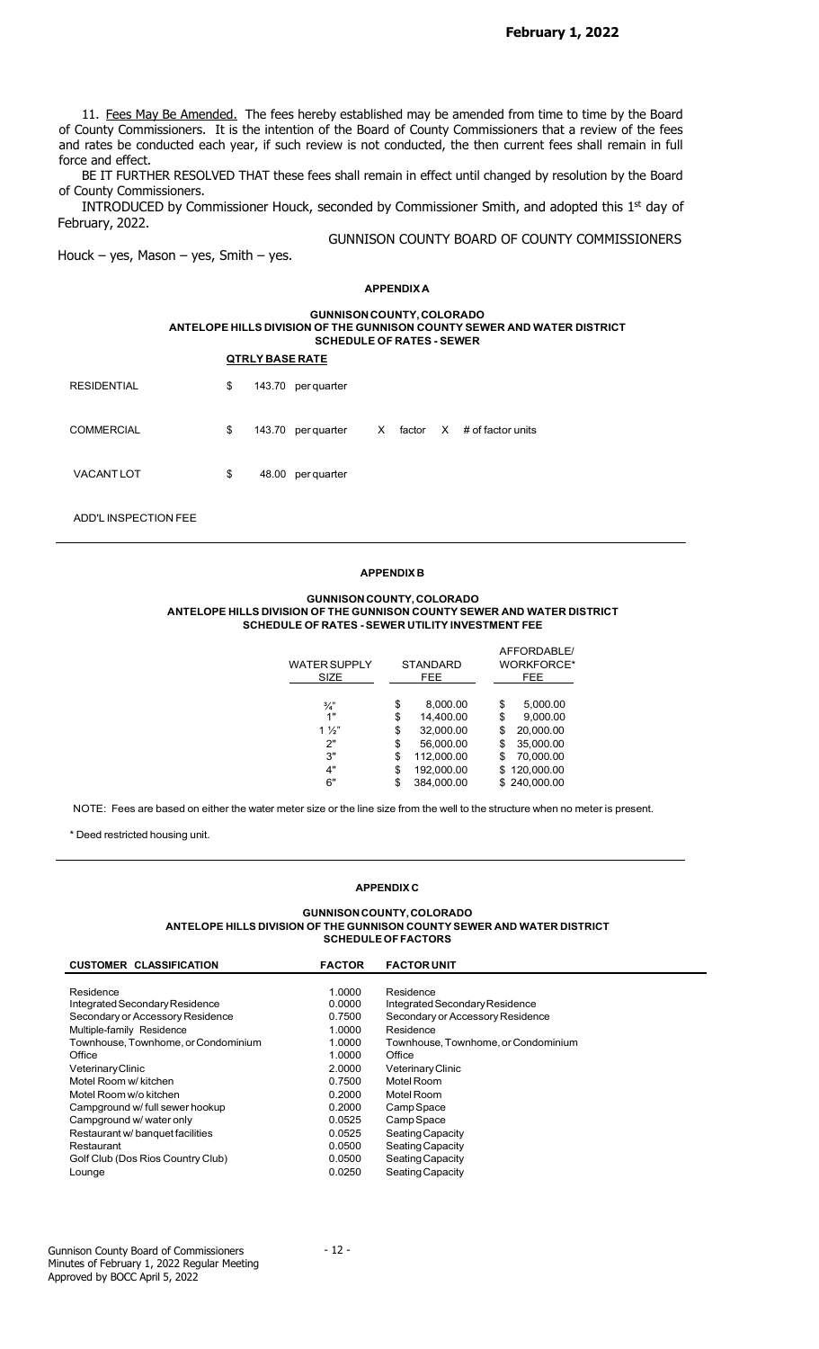11. Fees May Be Amended. The fees hereby established may be amended from time to time by the Board of County Commissioners. It is the intention of the Board of County Commissioners that a review of the fees and rates be conducted each year, if such review is not conducted, the then current fees shall remain in full force and effect.

BE IT FURTHER RESOLVED THAT these fees shall remain in effect until changed by resolution by the Board of County Commissioners.

INTRODUCED by Commissioner Houck, seconded by Commissioner Smith, and adopted this 1st day of February, 2022.

GUNNISON COUNTY BOARD OF COUNTY COMMISSIONERS

Houck – yes, Mason – yes, Smith – yes.

## APPENDIX A

**GUNNISON COUNTY, COLORADO**
**ANTELOPE HILLS DIVISION OF THE GUNNISON COUNTY SEWER AND WATER DISTRICT**
**SCHEDULE OF RATES - SEWER**

| | QTRLY BASE RATE | |
|---|---|---|
| RESIDENTIAL | $ 143.70 per quarter | |
| COMMERCIAL | $ 143.70 per quarter | X factor X # of factor units |
| VACANT LOT | $ 48.00 per quarter | |

ADD'L INSPECTION FEE

## APPENDIX B

**GUNNISON COUNTY, COLORADO**
**ANTELOPE HILLS DIVISION OF THE GUNNISON COUNTY SEWER AND WATER DISTRICT**
**SCHEDULE OF RATES - SEWER UTILITY INVESTMENT FEE**

| WATER SUPPLY SIZE | STANDARD FEE | AFFORDABLE/ WORKFORCE* FEE |
|---|---|---|
| ¾" | $ 8,000.00 | $ 5,000.00 |
| 1" | $ 14,400.00 | $ 9,000.00 |
| 1 ½" | $ 32,000.00 | $ 20,000.00 |
| 2" | $ 56,000.00 | $ 35,000.00 |
| 3" | $ 112,000.00 | $ 70,000.00 |
| 4" | $ 192,000.00 | $ 120,000.00 |
| 6" | $ 384,000.00 | $ 240,000.00 |

NOTE: Fees are based on either the water meter size or the line size from the well to the structure when no meter is present.

* Deed restricted housing unit.

## APPENDIX C

**GUNNISON COUNTY, COLORADO**
**ANTELOPE HILLS DIVISION OF THE GUNNISON COUNTY SEWER AND WATER DISTRICT**
**SCHEDULE OF FACTORS**

| CUSTOMER CLASSIFICATION | FACTOR | FACTOR UNIT |
|---|---|---|
| Residence | 1.0000 | Residence |
| Integrated Secondary Residence | 0.0000 | Integrated Secondary Residence |
| Secondary or Accessory Residence | 0.7500 | Secondary or Accessory Residence |
| Multiple-family Residence | 1.0000 | Residence |
| Townhouse, Townhome, or Condominium | 1.0000 | Townhouse, Townhome, or Condominium |
| Office | 1.0000 | Office |
| Veterinary Clinic | 2.0000 | Veterinary Clinic |
| Motel Room w/ kitchen | 0.7500 | Motel Room |
| Motel Room w/o kitchen | 0.2000 | Motel Room |
| Campground w/ full sewer hookup | 0.2000 | Camp Space |
| Campground w/ water only | 0.0525 | Camp Space |
| Restaurant w/ banquet facilities | 0.0525 | Seating Capacity |
| Restaurant | 0.0500 | Seating Capacity |
| Golf Club (Dos Rios Country Club) | 0.0500 | Seating Capacity |
| Lounge | 0.0250 | Seating Capacity |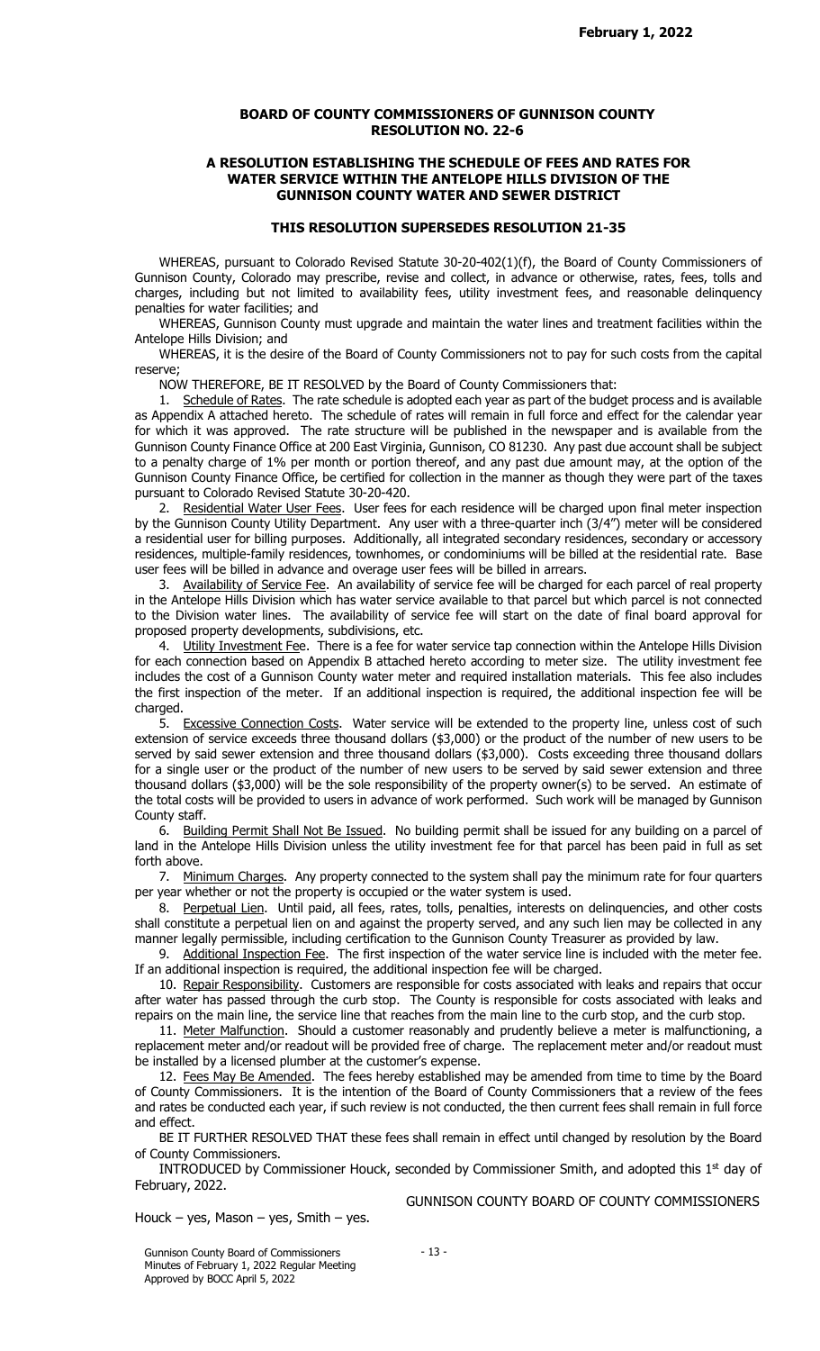**BOARD OF COUNTY COMMISSIONERS OF GUNNISON COUNTY**
**RESOLUTION NO. 22-6**

**A RESOLUTION ESTABLISHING THE SCHEDULE OF FEES AND RATES FOR WATER SERVICE WITHIN THE ANTELOPE HILLS DIVISION OF THE GUNNISON COUNTY WATER AND SEWER DISTRICT**

**THIS RESOLUTION SUPERSEDES RESOLUTION 21-35**

WHEREAS, pursuant to Colorado Revised Statute 30-20-402(1)(f), the Board of County Commissioners of Gunnison County, Colorado may prescribe, revise and collect, in advance or otherwise, rates, fees, tolls and charges, including but not limited to availability fees, utility investment fees, and reasonable delinquency penalties for water facilities; and

WHEREAS, Gunnison County must upgrade and maintain the water lines and treatment facilities within the Antelope Hills Division; and

WHEREAS, it is the desire of the Board of County Commissioners not to pay for such costs from the capital reserve;

NOW THEREFORE, BE IT RESOLVED by the Board of County Commissioners that:

1. Schedule of Rates. The rate schedule is adopted each year as part of the budget process and is available as Appendix A attached hereto. The schedule of rates will remain in full force and effect for the calendar year for which it was approved. The rate structure will be published in the newspaper and is available from the Gunnison County Finance Office at 200 East Virginia, Gunnison, CO 81230. Any past due account shall be subject to a penalty charge of 1% per month or portion thereof, and any past due amount may, at the option of the Gunnison County Finance Office, be certified for collection in the manner as though they were part of the taxes pursuant to Colorado Revised Statute 30-20-420.

2. Residential Water User Fees. User fees for each residence will be charged upon final meter inspection by the Gunnison County Utility Department. Any user with a three-quarter inch (3/4") meter will be considered a residential user for billing purposes. Additionally, all integrated secondary residences, secondary or accessory residences, multiple-family residences, townhomes, or condominiums will be billed at the residential rate. Base user fees will be billed in advance and overage user fees will be billed in arrears.

3. Availability of Service Fee. An availability of service fee will be charged for each parcel of real property in the Antelope Hills Division which has water service available to that parcel but which parcel is not connected to the Division water lines. The availability of service fee will start on the date of final board approval for proposed property developments, subdivisions, etc.

4. Utility Investment Fee. There is a fee for water service tap connection within the Antelope Hills Division for each connection based on Appendix B attached hereto according to meter size. The utility investment fee includes the cost of a Gunnison County water meter and required installation materials. This fee also includes the first inspection of the meter. If an additional inspection is required, the additional inspection fee will be charged.

5. Excessive Connection Costs. Water service will be extended to the property line, unless cost of such extension of service exceeds three thousand dollars ($3,000) or the product of the number of new users to be served by said sewer extension and three thousand dollars ($3,000). Costs exceeding three thousand dollars for a single user or the product of the number of new users to be served by said sewer extension and three thousand dollars ($3,000) will be the sole responsibility of the property owner(s) to be served. An estimate of the total costs will be provided to users in advance of work performed. Such work will be managed by Gunnison County staff.

6. Building Permit Shall Not Be Issued. No building permit shall be issued for any building on a parcel of land in the Antelope Hills Division unless the utility investment fee for that parcel has been paid in full as set forth above.

7. Minimum Charges. Any property connected to the system shall pay the minimum rate for four quarters per year whether or not the property is occupied or the water system is used.

8. Perpetual Lien. Until paid, all fees, rates, tolls, penalties, interests on delinquencies, and other costs shall constitute a perpetual lien on and against the property served, and any such lien may be collected in any manner legally permissible, including certification to the Gunnison County Treasurer as provided by law.

9. Additional Inspection Fee. The first inspection of the water service line is included with the meter fee. If an additional inspection is required, the additional inspection fee will be charged.

10. Repair Responsibility. Customers are responsible for costs associated with leaks and repairs that occur after water has passed through the curb stop. The County is responsible for costs associated with leaks and repairs on the main line, the service line that reaches from the main line to the curb stop, and the curb stop.

11. Meter Malfunction. Should a customer reasonably and prudently believe a meter is malfunctioning, a replacement meter and/or readout will be provided free of charge. The replacement meter and/or readout must be installed by a licensed plumber at the customer's expense.

12. Fees May Be Amended. The fees hereby established may be amended from time to time by the Board of County Commissioners. It is the intention of the Board of County Commissioners that a review of the fees and rates be conducted each year, if such review is not conducted, the then current fees shall remain in full force and effect.

BE IT FURTHER RESOLVED THAT these fees shall remain in effect until changed by resolution by the Board of County Commissioners.

INTRODUCED by Commissioner Houck, seconded by Commissioner Smith, and adopted this 1st day of February, 2022.

GUNNISON COUNTY BOARD OF COUNTY COMMISSIONERS

Houck – yes, Mason – yes, Smith – yes.

Gunnison County Board of Commissioners
Minutes of February 1, 2022 Regular Meeting
Approved by BOCC April 5, 2022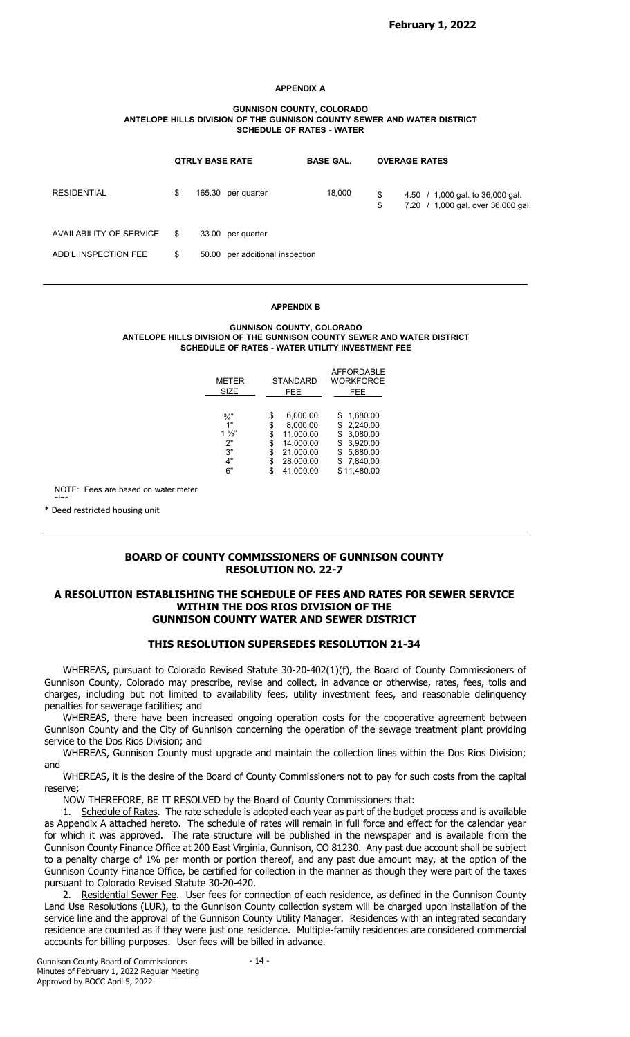**February 1, 2022**

**APPENDIX A**

**GUNNISON COUNTY, COLORADO**
**ANTELOPE HILLS DIVISION OF THE GUNNISON COUNTY SEWER AND WATER DISTRICT**
**SCHEDULE OF RATES - WATER**

| | QTRLY BASE RATE | BASE GAL. | OVERAGE RATES |
|---|---|---|---|
| RESIDENTIAL | $ 165.30 per quarter | 18,000 | $ 4.50 / 1,000 gal. to 36,000 gal.<br>$ 7.20 / 1,000 gal. over 36,000 gal. |
| AVAILABILITY OF SERVICE | $ 33.00 per quarter | | |
| ADD'L INSPECTION FEE | $ 50.00 per additional inspection | | |

**APPENDIX B**

**GUNNISON COUNTY, COLORADO**
**ANTELOPE HILLS DIVISION OF THE GUNNISON COUNTY SEWER AND WATER DISTRICT**
**SCHEDULE OF RATES - WATER UTILITY INVESTMENT FEE**

| METER SIZE | STANDARD FEE | AFFORDABLE WORKFORCE FEE |
|---|---|---|
| ¾" | $ 6,000.00 | $ 1,680.00 |
| 1" | $ 8,000.00 | $ 2,240.00 |
| 1 ½" | $ 11,000.00 | $ 3,080.00 |
| 2" | $ 14,000.00 | $ 3,920.00 |
| 3" | $ 21,000.00 | $ 5,880.00 |
| 4" | $ 28,000.00 | $ 7,840.00 |
| 6" | $ 41,000.00 | $ 11,480.00 |

NOTE: Fees are based on water meter size

* Deed restricted housing unit

## BOARD OF COUNTY COMMISSIONERS OF GUNNISON COUNTY
## RESOLUTION NO. 22-7

## A RESOLUTION ESTABLISHING THE SCHEDULE OF FEES AND RATES FOR SEWER SERVICE WITHIN THE DOS RIOS DIVISION OF THE GUNNISON COUNTY WATER AND SEWER DISTRICT

### THIS RESOLUTION SUPERSEDES RESOLUTION 21-34

WHEREAS, pursuant to Colorado Revised Statute 30-20-402(1)(f), the Board of County Commissioners of Gunnison County, Colorado may prescribe, revise and collect, in advance or otherwise, rates, fees, tolls and charges, including but not limited to availability fees, utility investment fees, and reasonable delinquency penalties for sewerage facilities; and

WHEREAS, there have been increased ongoing operation costs for the cooperative agreement between Gunnison County and the City of Gunnison concerning the operation of the sewage treatment plant providing service to the Dos Rios Division; and

WHEREAS, Gunnison County must upgrade and maintain the collection lines within the Dos Rios Division; and

WHEREAS, it is the desire of the Board of County Commissioners not to pay for such costs from the capital reserve;

NOW THEREFORE, BE IT RESOLVED by the Board of County Commissioners that:

1. Schedule of Rates. The rate schedule is adopted each year as part of the budget process and is available as Appendix A attached hereto. The schedule of rates will remain in full force and effect for the calendar year for which it was approved. The rate structure will be published in the newspaper and is available from the Gunnison County Finance Office at 200 East Virginia, Gunnison, CO 81230. Any past due account shall be subject to a penalty charge of 1% per month or portion thereof, and any past due amount may, at the option of the Gunnison County Finance Office, be certified for collection in the manner as though they were part of the taxes pursuant to Colorado Revised Statute 30-20-420.

2. Residential Sewer Fee. User fees for connection of each residence, as defined in the Gunnison County Land Use Resolutions (LUR), to the Gunnison County collection system will be charged upon installation of the service line and the approval of the Gunnison County Utility Manager. Residences with an integrated secondary residence are counted as if they were just one residence. Multiple-family residences are considered commercial accounts for billing purposes. User fees will be billed in advance.

Gunnison County Board of Commissioners
Minutes of February 1, 2022 Regular Meeting
Approved by BOCC April 5, 2022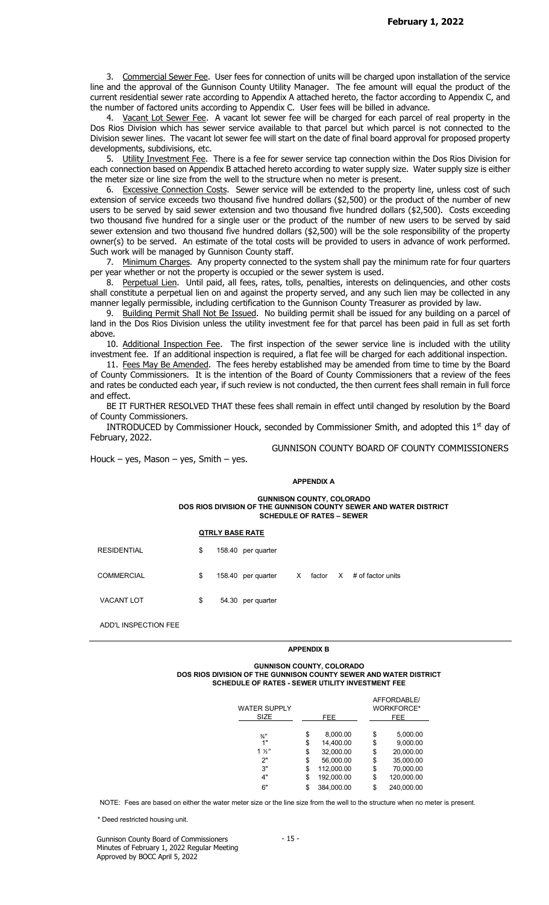3. Commercial Sewer Fee. User fees for connection of units will be charged upon installation of the service line and the approval of the Gunnison County Utility Manager. The fee amount will equal the product of the current residential sewer rate according to Appendix A attached hereto, the factor according to Appendix C, and the number of factored units according to Appendix C. User fees will be billed in advance.

4. Vacant Lot Sewer Fee. A vacant lot sewer fee will be charged for each parcel of real property in the Dos Rios Division which has sewer service available to that parcel but which parcel is not connected to the Division sewer lines. The vacant lot sewer fee will start on the date of final board approval for proposed property developments, subdivisions, etc.

5. Utility Investment Fee. There is a fee for sewer service tap connection within the Dos Rios Division for each connection based on Appendix B attached hereto according to water supply size. Water supply size is either the meter size or line size from the well to the structure when no meter is present.

6. Excessive Connection Costs. Sewer service will be extended to the property line, unless cost of such extension of service exceeds two thousand five hundred dollars ($2,500) or the product of the number of new users to be served by said sewer extension and two thousand five hundred dollars ($2,500). Costs exceeding two thousand five hundred for a single user or the product of the number of new users to be served by said sewer extension and two thousand five hundred dollars ($2,500) will be the sole responsibility of the property owner(s) to be served. An estimate of the total costs will be provided to users in advance of work performed. Such work will be managed by Gunnison County staff.

7. Minimum Charges. Any property connected to the system shall pay the minimum rate for four quarters per year whether or not the property is occupied or the sewer system is used.

8. Perpetual Lien. Until paid, all fees, rates, tolls, penalties, interests on delinquencies, and other costs shall constitute a perpetual lien on and against the property served, and any such lien may be collected in any manner legally permissible, including certification to the Gunnison County Treasurer as provided by law.

9. Building Permit Shall Not Be Issued. No building permit shall be issued for any building on a parcel of land in the Dos Rios Division unless the utility investment fee for that parcel has been paid in full as set forth above.

10. Additional Inspection Fee. The first inspection of the sewer service line is included with the utility investment fee. If an additional inspection is required, a flat fee will be charged for each additional inspection.

11. Fees May Be Amended. The fees hereby established may be amended from time to time by the Board of County Commissioners. It is the intention of the Board of County Commissioners that a review of the fees and rates be conducted each year, if such review is not conducted, the then current fees shall remain in full force and effect.

BE IT FURTHER RESOLVED THAT these fees shall remain in effect until changed by resolution by the Board of County Commissioners.

INTRODUCED by Commissioner Houck, seconded by Commissioner Smith, and adopted this 1st day of February, 2022.

GUNNISON COUNTY BOARD OF COUNTY COMMISSIONERS

Houck – yes, Mason – yes, Smith – yes.

**APPENDIX A**

**GUNNISON COUNTY, COLORADO**
**DOS RIOS DIVISION OF THE GUNNISON COUNTY SEWER AND WATER DISTRICT**
**SCHEDULE OF RATES – SEWER**

| | QTRLY BASE RATE |
|---|---|
| RESIDENTIAL | $ 158.40 per quarter |
| COMMERCIAL | $ 158.40 per quarter X factor X # of factor units |
| VACANT LOT | $ 54.30 per quarter |
| ADD'L INSPECTION FEE | |

**APPENDIX B**

**GUNNISON COUNTY, COLORADO**
**DOS RIOS DIVISION OF THE GUNNISON COUNTY SEWER AND WATER DISTRICT**
**SCHEDULE OF RATES - SEWER UTILITY INVESTMENT FEE**

| WATER SUPPLY SIZE | FEE | AFFORDABLE/ WORKFORCE* FEE |
|---|---|---|
| ¾" | $ 8,000.00 | $ 5,000.00 |
| 1" | $ 14,400.00 | $ 9,000.00 |
| 1 ½" | $ 32,000.00 | $ 20,000.00 |
| 2" | $ 56,000.00 | $ 35,000.00 |
| 3" | $ 112,000.00 | $ 70,000.00 |
| 4" | $ 192,000.00 | $ 120,000.00 |
| 6" | $ 384,000.00 | $ 240,000.00 |

NOTE: Fees are based on either the water meter size or the line size from the well to the structure when no meter is present.

* Deed restricted housing unit.

Gunnison County Board of Commissioners
Minutes of February 1, 2022 Regular Meeting
Approved by BOCC April 5, 2022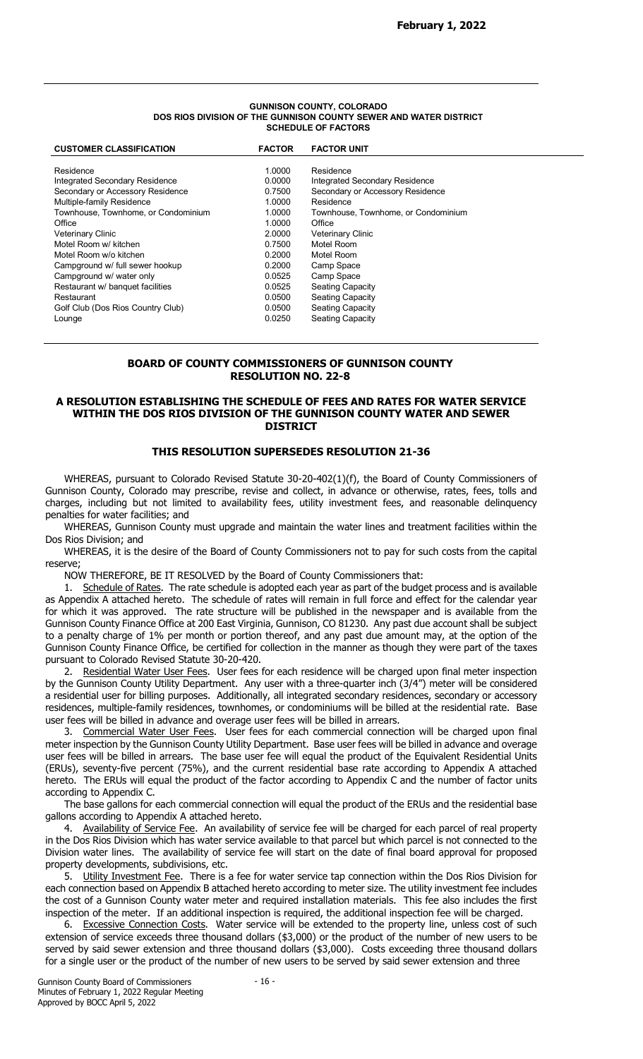**February 1, 2022**

**GUNNISON COUNTY, COLORADO**
**DOS RIOS DIVISION OF THE GUNNISON COUNTY SEWER AND WATER DISTRICT**
**SCHEDULE OF FACTORS**

| CUSTOMER CLASSIFICATION | FACTOR | FACTOR UNIT |
|---|---|---|
| Residence | 1.0000 | Residence |
| Integrated Secondary Residence | 0.0000 | Integrated Secondary Residence |
| Secondary or Accessory Residence | 0.7500 | Secondary or Accessory Residence |
| Multiple-family Residence | 1.0000 | Residence |
| Townhouse, Townhome, or Condominium | 1.0000 | Townhouse, Townhome, or Condominium |
| Office | 1.0000 | Office |
| Veterinary Clinic | 2.0000 | Veterinary Clinic |
| Motel Room w/ kitchen | 0.7500 | Motel Room |
| Motel Room w/o kitchen | 0.2000 | Motel Room |
| Campground w/ full sewer hookup | 0.2000 | Camp Space |
| Campground w/ water only | 0.0525 | Camp Space |
| Restaurant w/ banquet facilities | 0.0525 | Seating Capacity |
| Restaurant | 0.0500 | Seating Capacity |
| Golf Club (Dos Rios Country Club) | 0.0500 | Seating Capacity |
| Lounge | 0.0250 | Seating Capacity |

## BOARD OF COUNTY COMMISSIONERS OF GUNNISON COUNTY
## RESOLUTION NO. 22-8

### A RESOLUTION ESTABLISHING THE SCHEDULE OF FEES AND RATES FOR WATER SERVICE WITHIN THE DOS RIOS DIVISION OF THE GUNNISON COUNTY WATER AND SEWER DISTRICT

### THIS RESOLUTION SUPERSEDES RESOLUTION 21-36

WHEREAS, pursuant to Colorado Revised Statute 30-20-402(1)(f), the Board of County Commissioners of Gunnison County, Colorado may prescribe, revise and collect, in advance or otherwise, rates, fees, tolls and charges, including but not limited to availability fees, utility investment fees, and reasonable delinquency penalties for water facilities; and

WHEREAS, Gunnison County must upgrade and maintain the water lines and treatment facilities within the Dos Rios Division; and

WHEREAS, it is the desire of the Board of County Commissioners not to pay for such costs from the capital reserve;

NOW THEREFORE, BE IT RESOLVED by the Board of County Commissioners that:

1. Schedule of Rates. The rate schedule is adopted each year as part of the budget process and is available as Appendix A attached hereto. The schedule of rates will remain in full force and effect for the calendar year for which it was approved. The rate structure will be published in the newspaper and is available from the Gunnison County Finance Office at 200 East Virginia, Gunnison, CO 81230. Any past due account shall be subject to a penalty charge of 1% per month or portion thereof, and any past due amount may, at the option of the Gunnison County Finance Office, be certified for collection in the manner as though they were part of the taxes pursuant to Colorado Revised Statute 30-20-420.

2. Residential Water User Fees. User fees for each residence will be charged upon final meter inspection by the Gunnison County Utility Department. Any user with a three-quarter inch (3/4") meter will be considered a residential user for billing purposes. Additionally, all integrated secondary residences, secondary or accessory residences, multiple-family residences, townhomes, or condominiums will be billed at the residential rate. Base user fees will be billed in advance and overage user fees will be billed in arrears.

3. Commercial Water User Fees. User fees for each commercial connection will be charged upon final meter inspection by the Gunnison County Utility Department. Base user fees will be billed in advance and overage user fees will be billed in arrears. The base user fee will equal the product of the Equivalent Residential Units (ERUs), seventy-five percent (75%), and the current residential base rate according to Appendix A attached hereto. The ERUs will equal the product of the factor according to Appendix C and the number of factor units according to Appendix C.

The base gallons for each commercial connection will equal the product of the ERUs and the residential base gallons according to Appendix A attached hereto.

4. Availability of Service Fee. An availability of service fee will be charged for each parcel of real property in the Dos Rios Division which has water service available to that parcel but which parcel is not connected to the Division water lines. The availability of service fee will start on the date of final board approval for proposed property developments, subdivisions, etc.

5. Utility Investment Fee. There is a fee for water service tap connection within the Dos Rios Division for each connection based on Appendix B attached hereto according to meter size. The utility investment fee includes the cost of a Gunnison County water meter and required installation materials. This fee also includes the first inspection of the meter. If an additional inspection is required, the additional inspection fee will be charged.

6. Excessive Connection Costs. Water service will be extended to the property line, unless cost of such extension of service exceeds three thousand dollars ($3,000) or the product of the number of new users to be served by said sewer extension and three thousand dollars ($3,000). Costs exceeding three thousand dollars for a single user or the product of the number of new users to be served by said sewer extension and three

Gunnison County Board of Commissioners
Minutes of February 1, 2022 Regular Meeting
Approved by BOCC April 5, 2022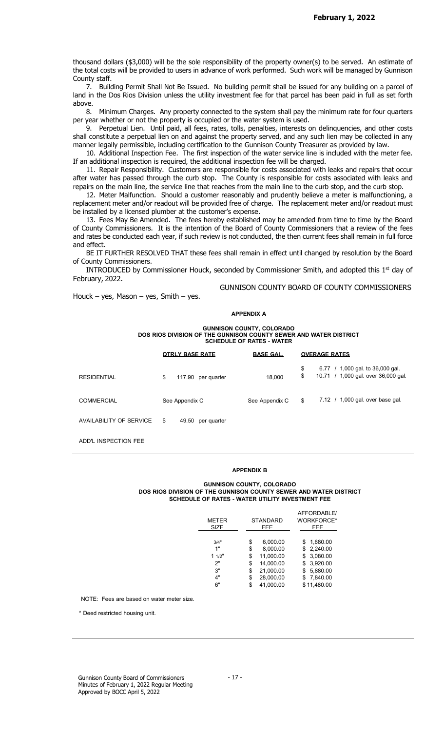thousand dollars ($3,000) will be the sole responsibility of the property owner(s) to be served. An estimate of the total costs will be provided to users in advance of work performed. Such work will be managed by Gunnison County staff.

7. Building Permit Shall Not Be Issued. No building permit shall be issued for any building on a parcel of land in the Dos Rios Division unless the utility investment fee for that parcel has been paid in full as set forth above.

8. Minimum Charges. Any property connected to the system shall pay the minimum rate for four quarters per year whether or not the property is occupied or the water system is used.

9. Perpetual Lien. Until paid, all fees, rates, tolls, penalties, interests on delinquencies, and other costs shall constitute a perpetual lien on and against the property served, and any such lien may be collected in any manner legally permissible, including certification to the Gunnison County Treasurer as provided by law.

10. Additional Inspection Fee. The first inspection of the water service line is included with the meter fee. If an additional inspection is required, the additional inspection fee will be charged.

11. Repair Responsibility. Customers are responsible for costs associated with leaks and repairs that occur after water has passed through the curb stop. The County is responsible for costs associated with leaks and repairs on the main line, the service line that reaches from the main line to the curb stop, and the curb stop.

12. Meter Malfunction. Should a customer reasonably and prudently believe a meter is malfunctioning, a replacement meter and/or readout will be provided free of charge. The replacement meter and/or readout must be installed by a licensed plumber at the customer's expense.

13. Fees May Be Amended. The fees hereby established may be amended from time to time by the Board of County Commissioners. It is the intention of the Board of County Commissioners that a review of the fees and rates be conducted each year, if such review is not conducted, the then current fees shall remain in full force and effect.

BE IT FURTHER RESOLVED THAT these fees shall remain in effect until changed by resolution by the Board of County Commissioners.

INTRODUCED by Commissioner Houck, seconded by Commissioner Smith, and adopted this 1st day of February, 2022.

GUNNISON COUNTY BOARD OF COUNTY COMMISSIONERS

Houck – yes, Mason – yes, Smith – yes.

**APPENDIX A**

**GUNNISON COUNTY, COLORADO**
**DOS RIOS DIVISION OF THE GUNNISON COUNTY SEWER AND WATER DISTRICT**
**SCHEDULE OF RATES - WATER**

| | QTRLY BASE RATE | BASE GAL. | OVERAGE RATES |
|---|---|---|---|
| RESIDENTIAL | $ 117.90 per quarter | 18,000 | $ 6.77 / 1,000 gal. to 36,000 gal.<br>$ 10.71 / 1,000 gal. over 36,000 gal. |
| COMMERCIAL | See Appendix C | See Appendix C | $ 7.12 / 1,000 gal. over base gal. |
| AVAILABILITY OF SERVICE | $ 49.50 per quarter | | |
| ADD'L INSPECTION FEE | | | |

**APPENDIX B**

**GUNNISON COUNTY, COLORADO**
**DOS RIOS DIVISION OF THE GUNNISON COUNTY SEWER AND WATER DISTRICT**
**SCHEDULE OF RATES - WATER UTILITY INVESTMENT FEE**

| METER SIZE | STANDARD FEE | AFFORDABLE/ WORKFORCE* FEE |
|---|---|---|
| 3/4" | $ 6,000.00 | $ 1,680.00 |
| 1" | $ 8,000.00 | $ 2,240.00 |
| 1 1/2" | $ 11,000.00 | $ 3,080.00 |
| 2" | $ 14,000.00 | $ 3,920.00 |
| 3" | $ 21,000.00 | $ 5,880.00 |
| 4" | $ 28,000.00 | $ 7,840.00 |
| 6" | $ 41,000.00 | $ 11,480.00 |

NOTE: Fees are based on water meter size.

* Deed restricted housing unit.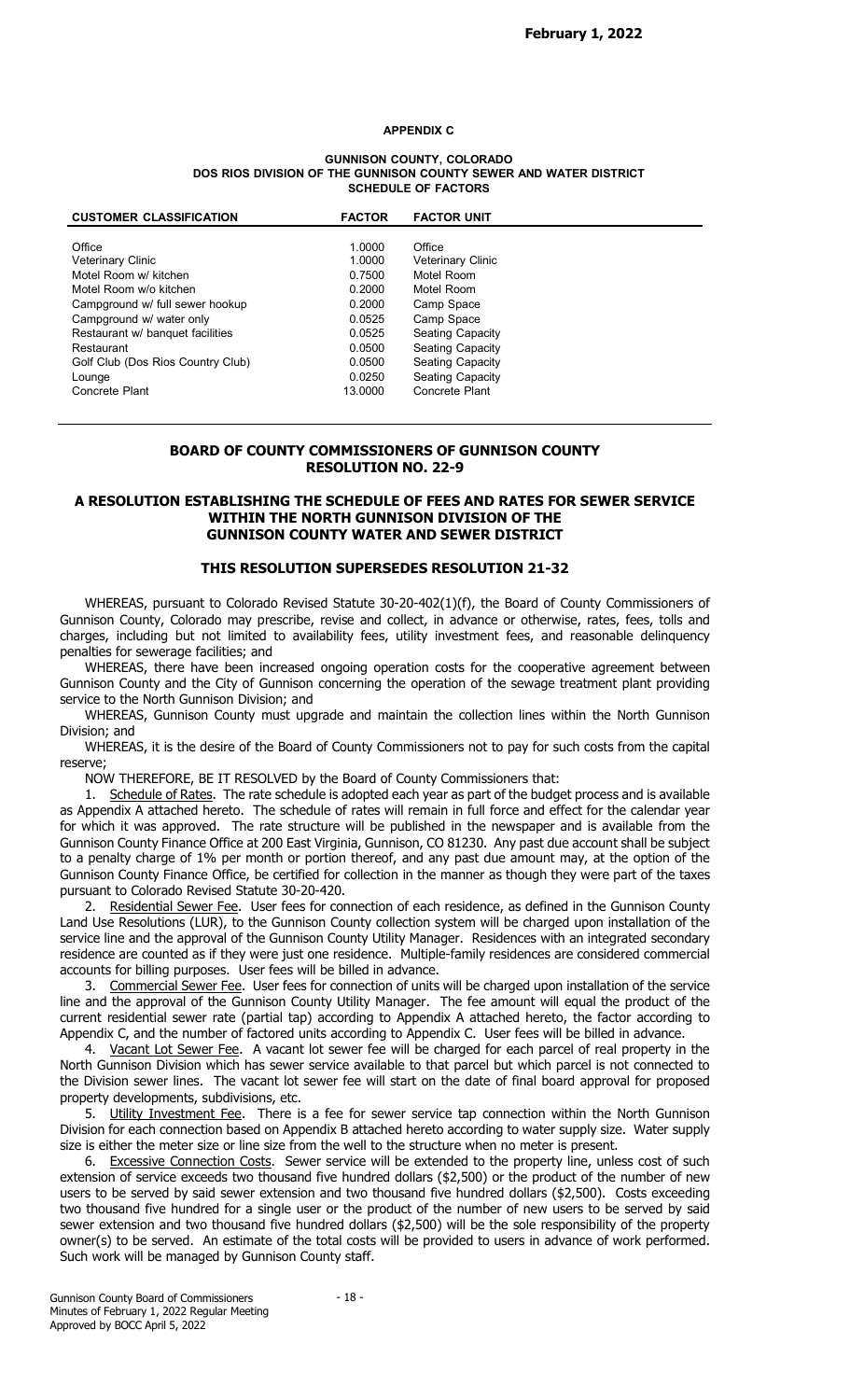**APPENDIX C**

**GUNNISON COUNTY, COLORADO**
**DOS RIOS DIVISION OF THE GUNNISON COUNTY SEWER AND WATER DISTRICT**
**SCHEDULE OF FACTORS**

| CUSTOMER CLASSIFICATION | FACTOR | FACTOR UNIT |
|---|---|---|
| Office | 1.0000 | Office |
| Veterinary Clinic | 1.0000 | Veterinary Clinic |
| Motel Room w/ kitchen | 0.7500 | Motel Room |
| Motel Room w/o kitchen | 0.2000 | Motel Room |
| Campground w/ full sewer hookup | 0.2000 | Camp Space |
| Campground w/ water only | 0.0525 | Camp Space |
| Restaurant w/ banquet facilities | 0.0525 | Seating Capacity |
| Restaurant | 0.0500 | Seating Capacity |
| Golf Club (Dos Rios Country Club) | 0.0500 | Seating Capacity |
| Lounge | 0.0250 | Seating Capacity |
| Concrete Plant | 13.0000 | Concrete Plant |

## BOARD OF COUNTY COMMISSIONERS OF GUNNISON COUNTY RESOLUTION NO. 22-9

## A RESOLUTION ESTABLISHING THE SCHEDULE OF FEES AND RATES FOR SEWER SERVICE WITHIN THE NORTH GUNNISON DIVISION OF THE GUNNISON COUNTY WATER AND SEWER DISTRICT

### THIS RESOLUTION SUPERSEDES RESOLUTION 21-32

WHEREAS, pursuant to Colorado Revised Statute 30-20-402(1)(f), the Board of County Commissioners of Gunnison County, Colorado may prescribe, revise and collect, in advance or otherwise, rates, fees, tolls and charges, including but not limited to availability fees, utility investment fees, and reasonable delinquency penalties for sewerage facilities; and

WHEREAS, there have been increased ongoing operation costs for the cooperative agreement between Gunnison County and the City of Gunnison concerning the operation of the sewage treatment plant providing service to the North Gunnison Division; and

WHEREAS, Gunnison County must upgrade and maintain the collection lines within the North Gunnison Division; and

WHEREAS, it is the desire of the Board of County Commissioners not to pay for such costs from the capital reserve;

NOW THEREFORE, BE IT RESOLVED by the Board of County Commissioners that:

1. Schedule of Rates. The rate schedule is adopted each year as part of the budget process and is available as Appendix A attached hereto. The schedule of rates will remain in full force and effect for the calendar year for which it was approved. The rate structure will be published in the newspaper and is available from the Gunnison County Finance Office at 200 East Virginia, Gunnison, CO 81230. Any past due account shall be subject to a penalty charge of 1% per month or portion thereof, and any past due amount may, at the option of the Gunnison County Finance Office, be certified for collection in the manner as though they were part of the taxes pursuant to Colorado Revised Statute 30-20-420.

2. Residential Sewer Fee. User fees for connection of each residence, as defined in the Gunnison County Land Use Resolutions (LUR), to the Gunnison County collection system will be charged upon installation of the service line and the approval of the Gunnison County Utility Manager. Residences with an integrated secondary residence are counted as if they were just one residence. Multiple-family residences are considered commercial accounts for billing purposes. User fees will be billed in advance.

3. Commercial Sewer Fee. User fees for connection of units will be charged upon installation of the service line and the approval of the Gunnison County Utility Manager. The fee amount will equal the product of the current residential sewer rate (partial tap) according to Appendix A attached hereto, the factor according to Appendix C, and the number of factored units according to Appendix C. User fees will be billed in advance.

4. Vacant Lot Sewer Fee. A vacant lot sewer fee will be charged for each parcel of real property in the North Gunnison Division which has sewer service available to that parcel but which parcel is not connected to the Division sewer lines. The vacant lot sewer fee will start on the date of final board approval for proposed property developments, subdivisions, etc.

5. Utility Investment Fee. There is a fee for sewer service tap connection within the North Gunnison Division for each connection based on Appendix B attached hereto according to water supply size. Water supply size is either the meter size or line size from the well to the structure when no meter is present.

6. Excessive Connection Costs. Sewer service will be extended to the property line, unless cost of such extension of service exceeds two thousand five hundred dollars ($2,500) or the product of the number of new users to be served by said sewer extension and two thousand five hundred dollars ($2,500). Costs exceeding two thousand five hundred for a single user or the product of the number of new users to be served by said sewer extension and two thousand five hundred dollars ($2,500) will be the sole responsibility of the property owner(s) to be served. An estimate of the total costs will be provided to users in advance of work performed. Such work will be managed by Gunnison County staff.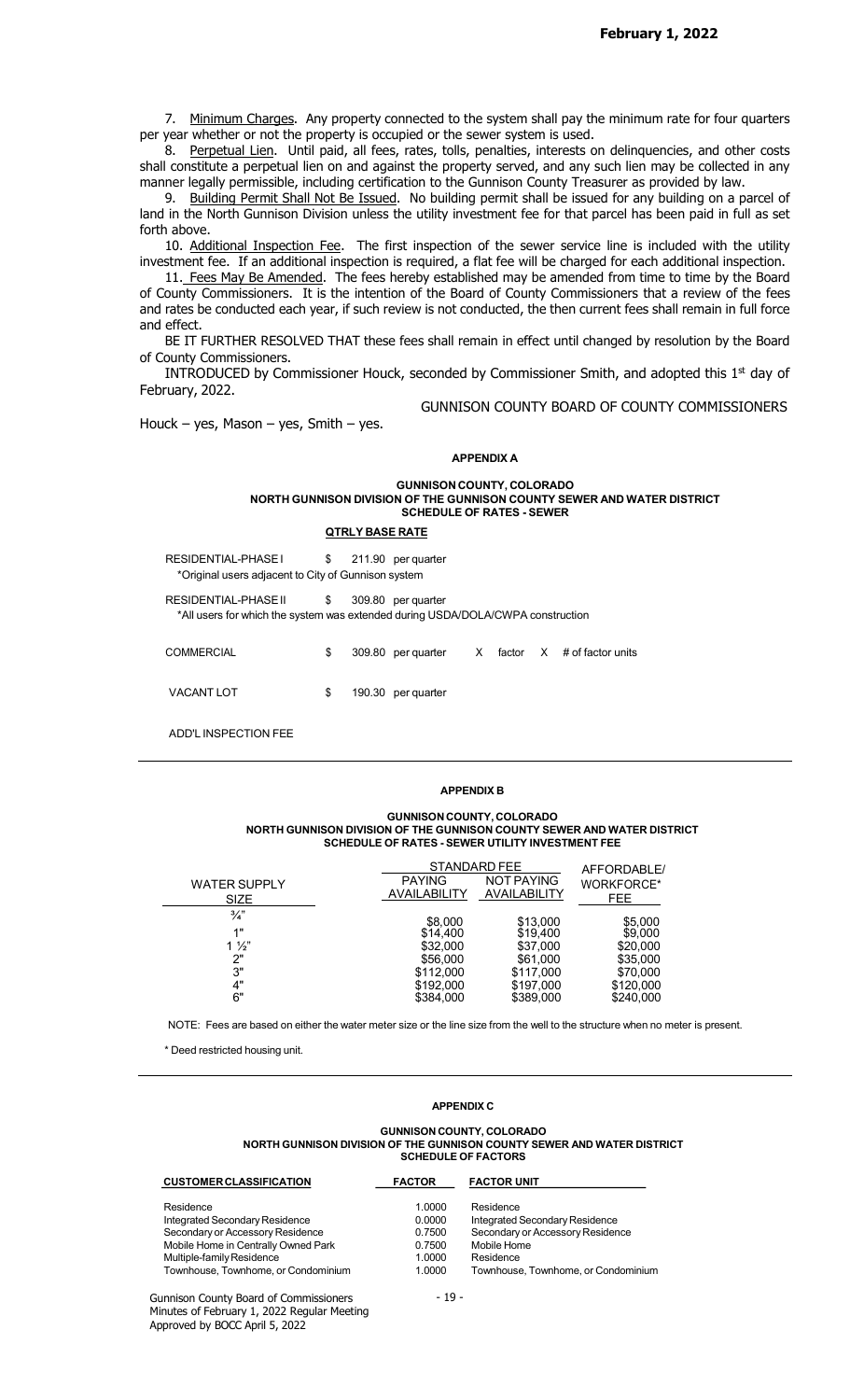7. Minimum Charges. Any property connected to the system shall pay the minimum rate for four quarters per year whether or not the property is occupied or the sewer system is used.

8. Perpetual Lien. Until paid, all fees, rates, tolls, penalties, interests on delinquencies, and other costs shall constitute a perpetual lien on and against the property served, and any such lien may be collected in any manner legally permissible, including certification to the Gunnison County Treasurer as provided by law.

9. Building Permit Shall Not Be Issued. No building permit shall be issued for any building on a parcel of land in the North Gunnison Division unless the utility investment fee for that parcel has been paid in full as set forth above.

10. Additional Inspection Fee. The first inspection of the sewer service line is included with the utility investment fee. If an additional inspection is required, a flat fee will be charged for each additional inspection.

11. Fees May Be Amended. The fees hereby established may be amended from time to time by the Board of County Commissioners. It is the intention of the Board of County Commissioners that a review of the fees and rates be conducted each year, if such review is not conducted, the then current fees shall remain in full force and effect.

BE IT FURTHER RESOLVED THAT these fees shall remain in effect until changed by resolution by the Board of County Commissioners.

INTRODUCED by Commissioner Houck, seconded by Commissioner Smith, and adopted this 1st day of February, 2022.

GUNNISON COUNTY BOARD OF COUNTY COMMISSIONERS

Houck – yes, Mason – yes, Smith – yes.

## APPENDIX A

### GUNNISON COUNTY, COLORADO
### NORTH GUNNISON DIVISION OF THE GUNNISON COUNTY SEWER AND WATER DISTRICT
### SCHEDULE OF RATES - SEWER

**QTRLY BASE RATE**

RESIDENTIAL-PHASE I $ 211.90 per quarter
*Original users adjacent to City of Gunnison system

RESIDENTIAL-PHASE II $ 309.80 per quarter
*All users for which the system was extended during USDA/DOLA/CWPA construction

COMMERCIAL $ 309.80 per quarter X factor X # of factor units

VACANT LOT $ 190.30 per quarter

ADD'L INSPECTION FEE

## APPENDIX B

### GUNNISON COUNTY, COLORADO
### NORTH GUNNISON DIVISION OF THE GUNNISON COUNTY SEWER AND WATER DISTRICT
### SCHEDULE OF RATES - SEWER UTILITY INVESTMENT FEE

| WATER SUPPLY SIZE | STANDARD FEE PAYING AVAILABILITY | STANDARD FEE NOT PAYING AVAILABILITY | AFFORDABLE/ WORKFORCE* FEE |
|---|---|---|---|
| ¾" | $8,000 | $13,000 | $5,000 |
| 1" | $14,400 | $19,400 | $9,000 |
| 1 ½" | $32,000 | $37,000 | $20,000 |
| 2" | $56,000 | $61,000 | $35,000 |
| 3" | $112,000 | $117,000 | $70,000 |
| 4" | $192,000 | $197,000 | $120,000 |
| 6" | $384,000 | $389,000 | $240,000 |

NOTE: Fees are based on either the water meter size or the line size from the well to the structure when no meter is present.

* Deed restricted housing unit.

## APPENDIX C

### GUNNISON COUNTY, COLORADO
### NORTH GUNNISON DIVISION OF THE GUNNISON COUNTY SEWER AND WATER DISTRICT
### SCHEDULE OF FACTORS

| CUSTOMER CLASSIFICATION | FACTOR | FACTOR UNIT |
|---|---|---|
| Residence | 1.0000 | Residence |
| Integrated Secondary Residence | 0.0000 | Integrated Secondary Residence |
| Secondary or Accessory Residence | 0.7500 | Secondary or Accessory Residence |
| Mobile Home in Centrally Owned Park | 0.7500 | Mobile Home |
| Multiple-family Residence | 1.0000 | Residence |
| Townhouse, Townhome, or Condominium | 1.0000 | Townhouse, Townhome, or Condominium |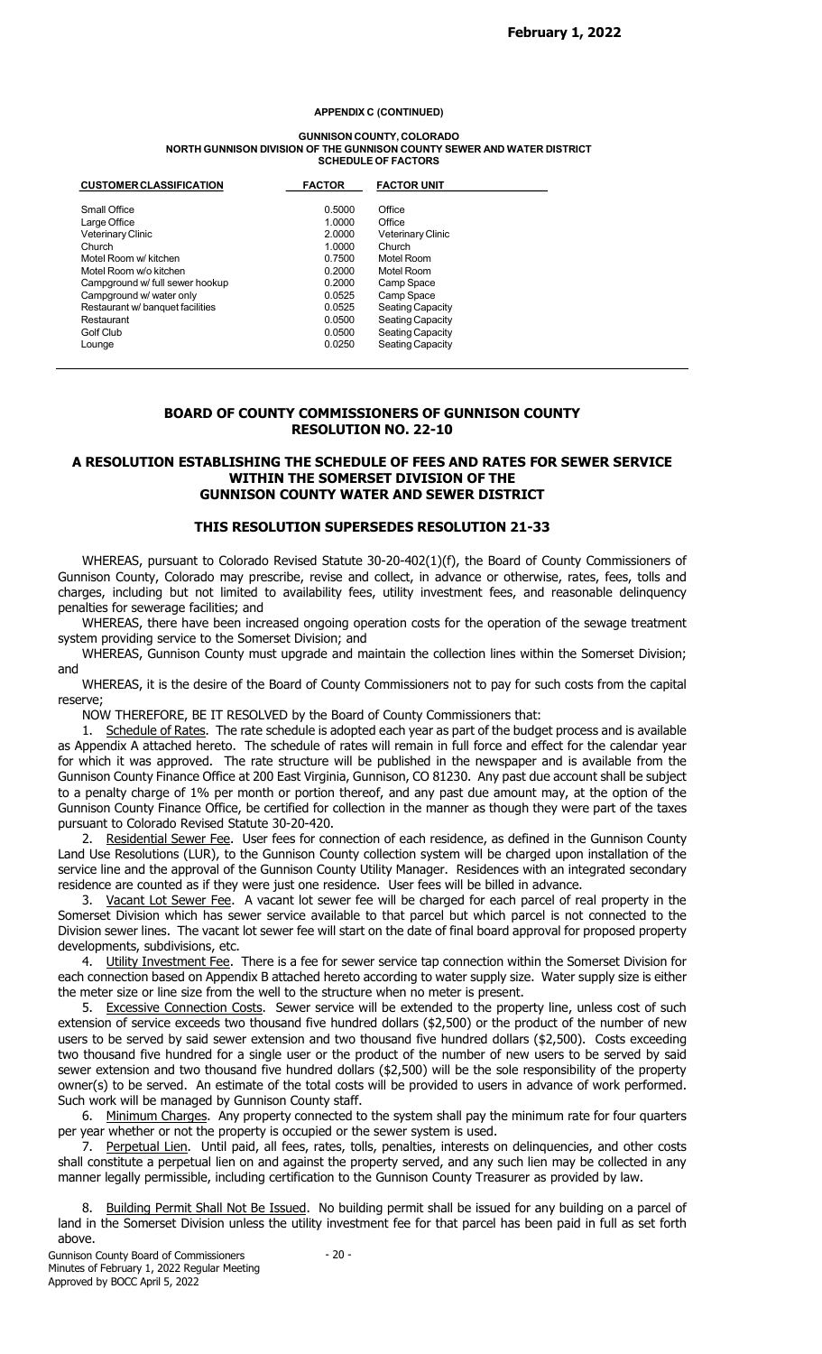**APPENDIX C (CONTINUED)**

**GUNNISON COUNTY, COLORADO**
**NORTH GUNNISON DIVISION OF THE GUNNISON COUNTY SEWER AND WATER DISTRICT**
**SCHEDULE OF FACTORS**

| CUSTOMER CLASSIFICATION | FACTOR | FACTOR UNIT |
|---|---|---|
| Small Office | 0.5000 | Office |
| Large Office | 1.0000 | Office |
| Veterinary Clinic | 2.0000 | Veterinary Clinic |
| Church | 1.0000 | Church |
| Motel Room w/ kitchen | 0.7500 | Motel Room |
| Motel Room w/o kitchen | 0.2000 | Motel Room |
| Campground w/ full sewer hookup | 0.2000 | Camp Space |
| Campground w/ water only | 0.0525 | Camp Space |
| Restaurant w/ banquet facilities | 0.0525 | Seating Capacity |
| Restaurant | 0.0500 | Seating Capacity |
| Golf Club | 0.0500 | Seating Capacity |
| Lounge | 0.0250 | Seating Capacity |

## BOARD OF COUNTY COMMISSIONERS OF GUNNISON COUNTY
## RESOLUTION NO. 22-10

## A RESOLUTION ESTABLISHING THE SCHEDULE OF FEES AND RATES FOR SEWER SERVICE WITHIN THE SOMERSET DIVISION OF THE GUNNISON COUNTY WATER AND SEWER DISTRICT

## THIS RESOLUTION SUPERSEDES RESOLUTION 21-33

WHEREAS, pursuant to Colorado Revised Statute 30-20-402(1)(f), the Board of County Commissioners of Gunnison County, Colorado may prescribe, revise and collect, in advance or otherwise, rates, fees, tolls and charges, including but not limited to availability fees, utility investment fees, and reasonable delinquency penalties for sewerage facilities; and

WHEREAS, there have been increased ongoing operation costs for the operation of the sewage treatment system providing service to the Somerset Division; and

WHEREAS, Gunnison County must upgrade and maintain the collection lines within the Somerset Division; and

WHEREAS, it is the desire of the Board of County Commissioners not to pay for such costs from the capital reserve;

NOW THEREFORE, BE IT RESOLVED by the Board of County Commissioners that:

1. Schedule of Rates. The rate schedule is adopted each year as part of the budget process and is available as Appendix A attached hereto. The schedule of rates will remain in full force and effect for the calendar year for which it was approved. The rate structure will be published in the newspaper and is available from the Gunnison County Finance Office at 200 East Virginia, Gunnison, CO 81230. Any past due account shall be subject to a penalty charge of 1% per month or portion thereof, and any past due amount may, at the option of the Gunnison County Finance Office, be certified for collection in the manner as though they were part of the taxes pursuant to Colorado Revised Statute 30-20-420.

2. Residential Sewer Fee. User fees for connection of each residence, as defined in the Gunnison County Land Use Resolutions (LUR), to the Gunnison County collection system will be charged upon installation of the service line and the approval of the Gunnison County Utility Manager. Residences with an integrated secondary residence are counted as if they were just one residence. User fees will be billed in advance.

3. Vacant Lot Sewer Fee. A vacant lot sewer fee will be charged for each parcel of real property in the Somerset Division which has sewer service available to that parcel but which parcel is not connected to the Division sewer lines. The vacant lot sewer fee will start on the date of final board approval for proposed property developments, subdivisions, etc.

4. Utility Investment Fee. There is a fee for sewer service tap connection within the Somerset Division for each connection based on Appendix B attached hereto according to water supply size. Water supply size is either the meter size or line size from the well to the structure when no meter is present.

5. Excessive Connection Costs. Sewer service will be extended to the property line, unless cost of such extension of service exceeds two thousand five hundred dollars ($2,500) or the product of the number of new users to be served by said sewer extension and two thousand five hundred dollars ($2,500). Costs exceeding two thousand five hundred for a single user or the product of the number of new users to be served by said sewer extension and two thousand five hundred dollars ($2,500) will be the sole responsibility of the property owner(s) to be served. An estimate of the total costs will be provided to users in advance of work performed. Such work will be managed by Gunnison County staff.

6. Minimum Charges. Any property connected to the system shall pay the minimum rate for four quarters per year whether or not the property is occupied or the sewer system is used.

7. Perpetual Lien. Until paid, all fees, rates, tolls, penalties, interests on delinquencies, and other costs shall constitute a perpetual lien on and against the property served, and any such lien may be collected in any manner legally permissible, including certification to the Gunnison County Treasurer as provided by law.

8. Building Permit Shall Not Be Issued. No building permit shall be issued for any building on a parcel of land in the Somerset Division unless the utility investment fee for that parcel has been paid in full as set forth above.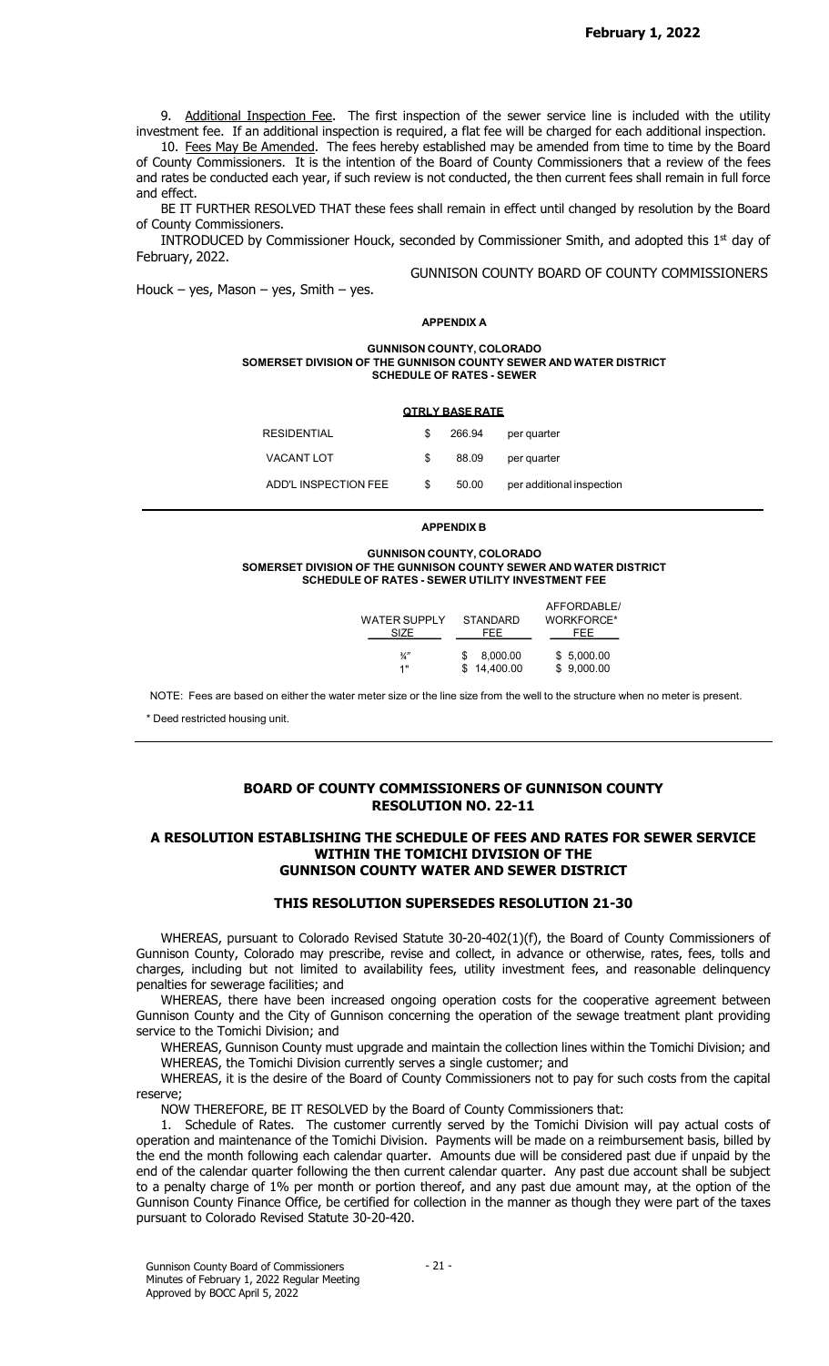9. Additional Inspection Fee. The first inspection of the sewer service line is included with the utility investment fee. If an additional inspection is required, a flat fee will be charged for each additional inspection.

10. Fees May Be Amended. The fees hereby established may be amended from time to time by the Board of County Commissioners. It is the intention of the Board of County Commissioners that a review of the fees and rates be conducted each year, if such review is not conducted, the then current fees shall remain in full force and effect.

BE IT FURTHER RESOLVED THAT these fees shall remain in effect until changed by resolution by the Board of County Commissioners.

INTRODUCED by Commissioner Houck, seconded by Commissioner Smith, and adopted this 1st day of February, 2022.

GUNNISON COUNTY BOARD OF COUNTY COMMISSIONERS

Houck – yes, Mason – yes, Smith – yes.

**APPENDIX A**

**GUNNISON COUNTY, COLORADO**
**SOMERSET DIVISION OF THE GUNNISON COUNTY SEWER AND WATER DISTRICT**
**SCHEDULE OF RATES - SEWER**

| | QTRLY BASE RATE | |
|---|---|---|
| RESIDENTIAL | $ 266.94 | per quarter |
| VACANT LOT | $ 88.09 | per quarter |
| ADD'L INSPECTION FEE | $ 50.00 | per additional inspection |

**APPENDIX B**

**GUNNISON COUNTY, COLORADO**
**SOMERSET DIVISION OF THE GUNNISON COUNTY SEWER AND WATER DISTRICT**
**SCHEDULE OF RATES - SEWER UTILITY INVESTMENT FEE**

| WATER SUPPLY SIZE | STANDARD FEE | AFFORDABLE/ WORKFORCE* FEE |
|---|---|---|
| ¾" | $ 8,000.00 | $ 5,000.00 |
| 1" | $ 14,400.00 | $ 9,000.00 |

NOTE: Fees are based on either the water meter size or the line size from the well to the structure when no meter is present.

\* Deed restricted housing unit.

## BOARD OF COUNTY COMMISSIONERS OF GUNNISON COUNTY RESOLUTION NO. 22-11

## A RESOLUTION ESTABLISHING THE SCHEDULE OF FEES AND RATES FOR SEWER SERVICE WITHIN THE TOMICHI DIVISION OF THE GUNNISON COUNTY WATER AND SEWER DISTRICT

### THIS RESOLUTION SUPERSEDES RESOLUTION 21-30

WHEREAS, pursuant to Colorado Revised Statute 30-20-402(1)(f), the Board of County Commissioners of Gunnison County, Colorado may prescribe, revise and collect, in advance or otherwise, rates, fees, tolls and charges, including but not limited to availability fees, utility investment fees, and reasonable delinquency penalties for sewerage facilities; and

WHEREAS, there have been increased ongoing operation costs for the cooperative agreement between Gunnison County and the City of Gunnison concerning the operation of the sewage treatment plant providing service to the Tomichi Division; and

WHEREAS, Gunnison County must upgrade and maintain the collection lines within the Tomichi Division; and

WHEREAS, the Tomichi Division currently serves a single customer; and

WHEREAS, it is the desire of the Board of County Commissioners not to pay for such costs from the capital reserve;

NOW THEREFORE, BE IT RESOLVED by the Board of County Commissioners that:

1. Schedule of Rates. The customer currently served by the Tomichi Division will pay actual costs of operation and maintenance of the Tomichi Division. Payments will be made on a reimbursement basis, billed by the end the month following each calendar quarter. Amounts due will be considered past due if unpaid by the end of the calendar quarter following the then current calendar quarter. Any past due account shall be subject to a penalty charge of 1% per month or portion thereof, and any past due amount may, at the option of the Gunnison County Finance Office, be certified for collection in the manner as though they were part of the taxes pursuant to Colorado Revised Statute 30-20-420.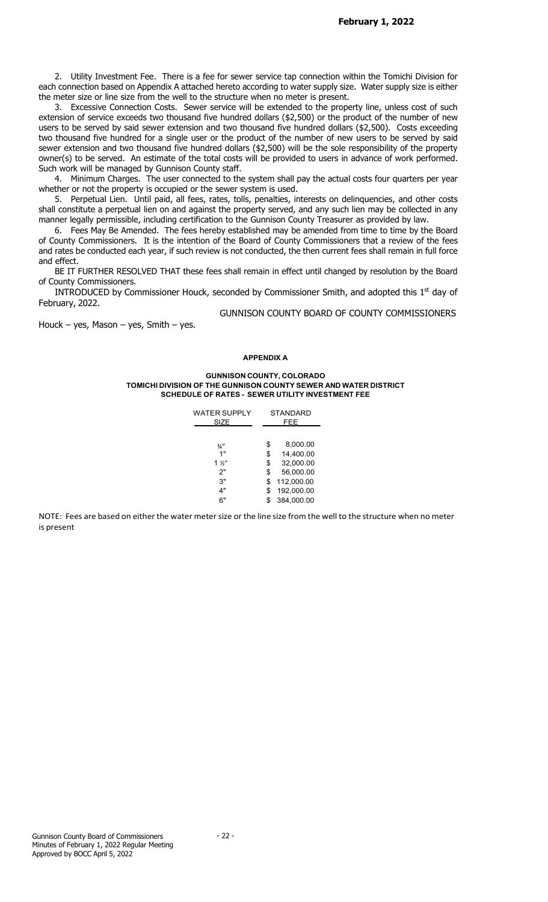2. Utility Investment Fee. There is a fee for sewer service tap connection within the Tomichi Division for each connection based on Appendix A attached hereto according to water supply size. Water supply size is either the meter size or line size from the well to the structure when no meter is present.

3. Excessive Connection Costs. Sewer service will be extended to the property line, unless cost of such extension of service exceeds two thousand five hundred dollars ($2,500) or the product of the number of new users to be served by said sewer extension and two thousand five hundred dollars ($2,500). Costs exceeding two thousand five hundred for a single user or the product of the number of new users to be served by said sewer extension and two thousand five hundred dollars ($2,500) will be the sole responsibility of the property owner(s) to be served. An estimate of the total costs will be provided to users in advance of work performed. Such work will be managed by Gunnison County staff.

4. Minimum Charges. The user connected to the system shall pay the actual costs four quarters per year whether or not the property is occupied or the sewer system is used.

5. Perpetual Lien. Until paid, all fees, rates, tolls, penalties, interests on delinquencies, and other costs shall constitute a perpetual lien on and against the property served, and any such lien may be collected in any manner legally permissible, including certification to the Gunnison County Treasurer as provided by law.

6. Fees May Be Amended. The fees hereby established may be amended from time to time by the Board of County Commissioners. It is the intention of the Board of County Commissioners that a review of the fees and rates be conducted each year, if such review is not conducted, the then current fees shall remain in full force and effect.

BE IT FURTHER RESOLVED THAT these fees shall remain in effect until changed by resolution by the Board of County Commissioners.

INTRODUCED by Commissioner Houck, seconded by Commissioner Smith, and adopted this 1st day of February, 2022.

GUNNISON COUNTY BOARD OF COUNTY COMMISSIONERS

Houck – yes, Mason – yes, Smith – yes.

**APPENDIX A**

**GUNNISON COUNTY, COLORADO**
**TOMICHI DIVISION OF THE GUNNISON COUNTY SEWER AND WATER DISTRICT**
**SCHEDULE OF RATES - SEWER UTILITY INVESTMENT FEE**

| WATER SUPPLY SIZE | STANDARD FEE |
|---|---|
| ¾" | $ 8,000.00 |
| 1" | $ 14,400.00 |
| 1 ½" | $ 32,000.00 |
| 2" | $ 56,000.00 |
| 3" | $ 112,000.00 |
| 4" | $ 192,000.00 |
| 6" | $ 384,000.00 |

NOTE: Fees are based on either the water meter size or the line size from the well to the structure when no meter is present